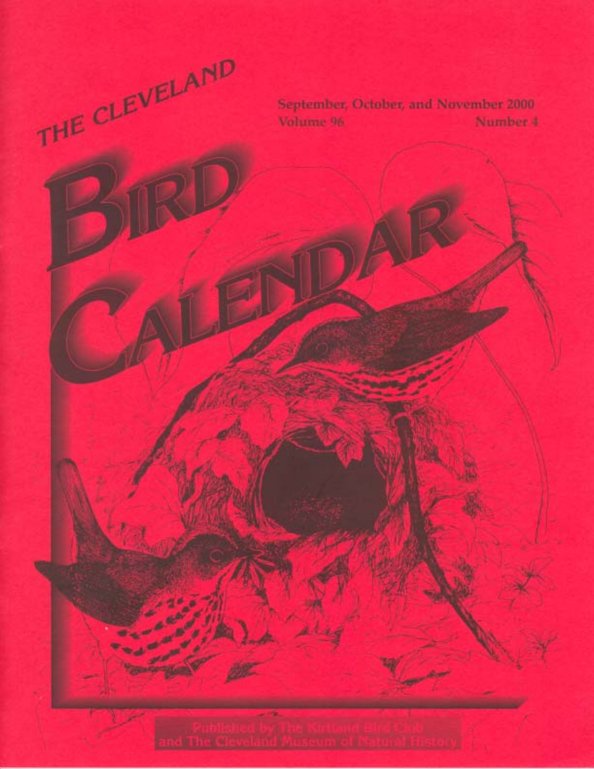# THE CLEVELAND BIRD CALENDAR

September, October, and November 2000
Volume 96 Number 4

Published by The Kirtland Bird Club
and The Cleveland Museum of Natural History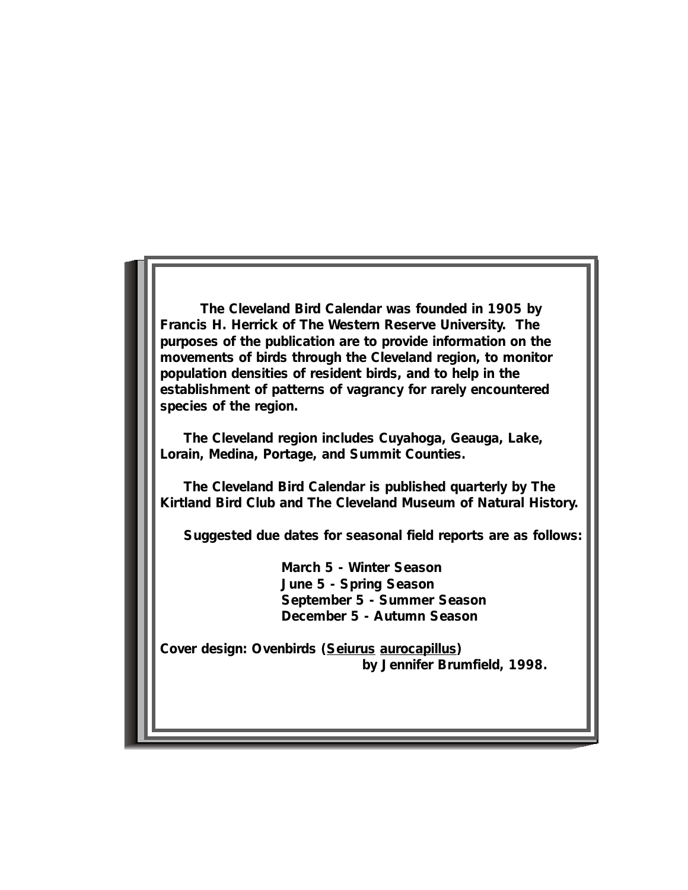**The Cleveland Bird Calendar was founded in 1905 by Francis H. Herrick of The Western Reserve University. The purposes of the publication are to provide information on the movements of birds through the Cleveland region, to monitor population densities of resident birds, and to help in the establishment of patterns of vagrancy for rarely encountered species of the region.**

**The Cleveland region includes Cuyahoga, Geauga, Lake, Lorain, Medina, Portage, and Summit Counties.**

**The Cleveland Bird Calendar is published quarterly by The Kirtland Bird Club and The Cleveland Museum of Natural History.**

**Suggested due dates for seasonal field reports are as follows:**

**March 5 - Winter Season**
**June 5 - Spring Season**
**September 5 - Summer Season**
**December 5 - Autumn Season**

**Cover design: Ovenbirds (Seiurus aurocapillus)**
**by Jennifer Brumfield, 1998.**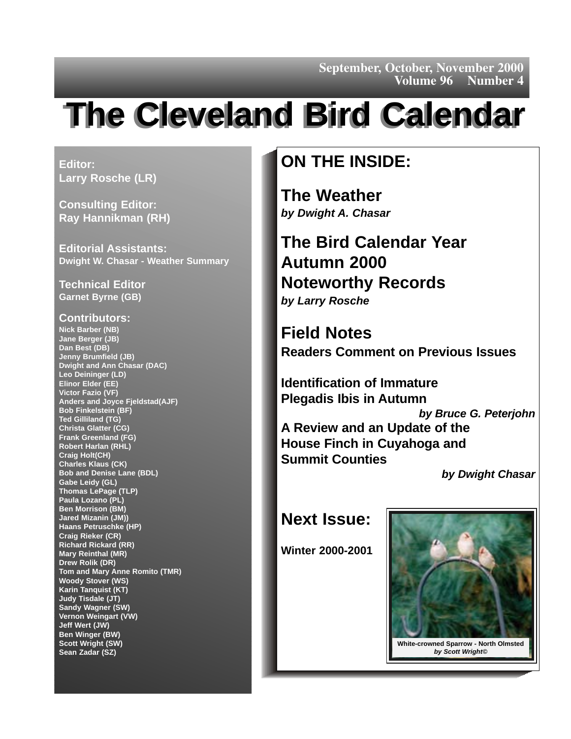September, October, November 2000
Volume 96 Number 4

# The Cleveland Bird Calendar

**Editor:**
**Larry Rosche (LR)**

**Consulting Editor:**
**Ray Hannikman (RH)**

**Editorial Assistants:**
**Dwight W. Chasar - Weather Summary**

**Technical Editor**
**Garnet Byrne (GB)**

**Contributors:**
Nick Barber (NB)
Jane Berger (JB)
Dan Best (DB)
Jenny Brumfield (JB)
Dwight and Ann Chasar (DAC)
Leo Deininger (LD)
Elinor Elder (EE)
Victor Fazio (VF)
Anders and Joyce Fjeldstad(AJF)
Bob Finkelstein (BF)
Ted Gilliland (TG)
Christa Glatter (CG)
Frank Greenland (FG)
Robert Harlan (RHL)
Craig Holt(CH)
Charles Klaus (CK)
Bob and Denise Lane (BDL)
Gabe Leidy (GL)
Thomas LePage (TLP)
Paula Lozano (PL)
Ben Morrison (BM)
Jared Mizanin (JM))
Haans Petruschke (HP)
Craig Rieker (CR)
Richard Rickard (RR)
Mary Reinthal (MR)
Drew Rolik (DR)
Tom and Mary Anne Romito (TMR)
Woody Stover (WS)
Karin Tanquist (KT)
Judy Tisdale (JT)
Sandy Wagner (SW)
Vernon Weingart (VW)
Jeff Wert (JW)
Ben Winger (BW)
Scott Wright (SW)
Sean Zadar (SZ)

## ON THE INSIDE:

### The Weather
***by Dwight A. Chasar***

### The Bird Calendar Year Autumn 2000 Noteworthy Records
***by Larry Rosche***

### Field Notes
**Readers Comment on Previous Issues**

**Identification of Immature Plegadis Ibis in Autumn**
***by Bruce G. Peterjohn***

**A Review and an Update of the House Finch in Cuyahoga and Summit Counties**
***by Dwight Chasar***

### Next Issue:
**Winter 2000-2001**

White-crowned Sparrow - North Olmsted
*by Scott Wright©*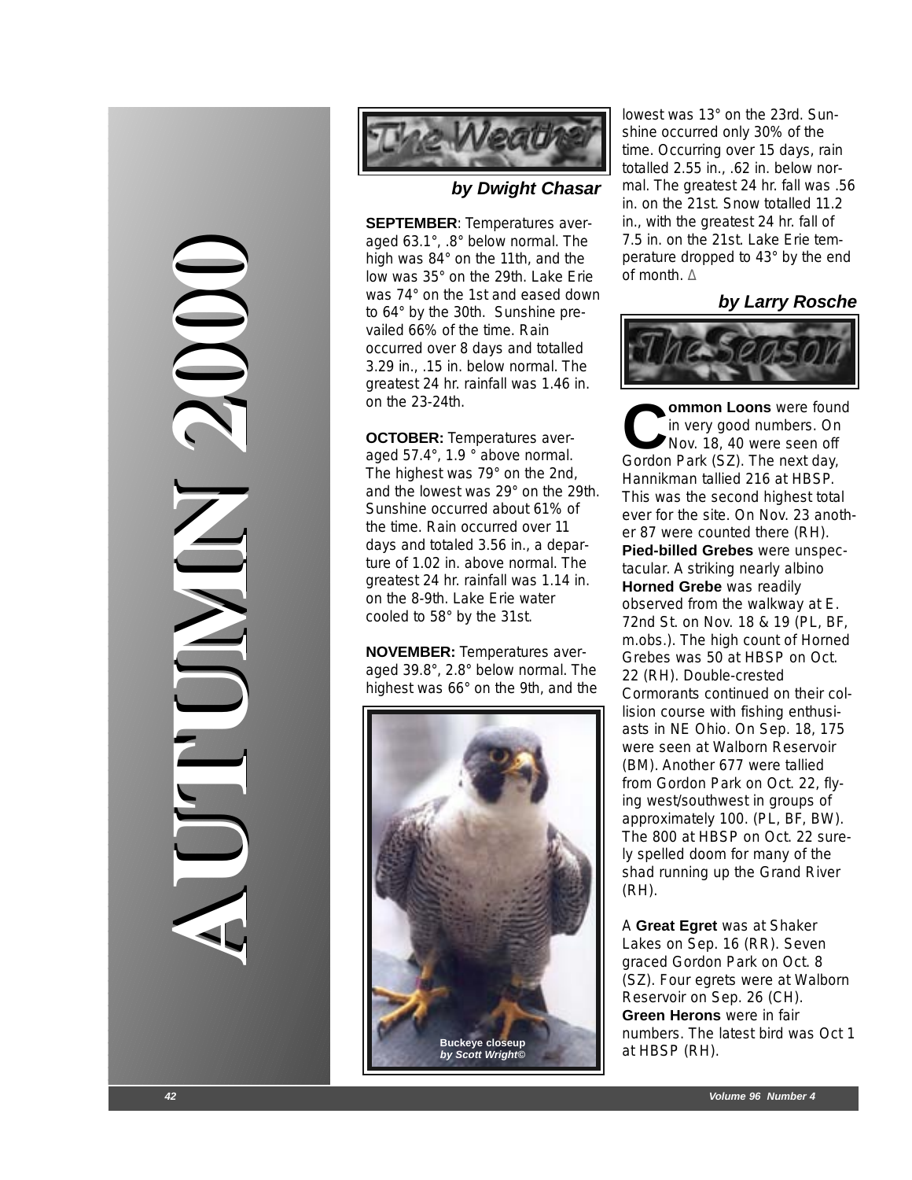# AUTUMN 2000

## The Weather

***by Dwight Chasar***

**SEPTEMBER**: Temperatures averaged 63.1°, .8° below normal. The high was 84° on the 11th, and the low was 35° on the 29th. Lake Erie was 74° on the 1st and eased down to 64° by the 30th. Sunshine prevailed 66% of the time. Rain occurred over 8 days and totalled 3.29 in., .15 in. below normal. The greatest 24 hr. rainfall was 1.46 in. on the 23-24th.

**OCTOBER:** Temperatures averaged 57.4°, 1.9 ° above normal. The highest was 79° on the 2nd, and the lowest was 29° on the 29th. Sunshine occurred about 61% of the time. Rain occurred over 11 days and totaled 3.56 in., a departure of 1.02 in. above normal. The greatest 24 hr. rainfall was 1.14 in. on the 8-9th. Lake Erie water cooled to 58° by the 31st.

**NOVEMBER:** Temperatures averaged 39.8°, 2.8° below normal. The highest was 66° on the 9th, and the lowest was 13° on the 23rd. Sunshine occurred only 30% of the time. Occurring over 15 days, rain totalled 2.55 in., .62 in. below normal. The greatest 24 hr. fall was .56 in. on the 21st. Snow totalled 11.2 in., with the greatest 24 hr. fall of 7.5 in. on the 21st. Lake Erie temperature dropped to 43° by the end of month. Δ

**Buckeye closeup**
***by Scott Wright©***

## The Season

***by Larry Rosche***

**Common Loons** were found in very good numbers. On Nov. 18, 40 were seen off Gordon Park (SZ). The next day, Hannikman tallied 216 at HBSP. This was the second highest total ever for the site. On Nov. 23 another 87 were counted there (RH). **Pied-billed Grebes** were unspectacular. A striking nearly albino **Horned Grebe** was readily observed from the walkway at E. 72nd St. on Nov. 18 & 19 (PL, BF, m.obs.). The high count of Horned Grebes was 50 at HBSP on Oct. 22 (RH). Double-crested Cormorants continued on their collision course with fishing enthusiasts in NE Ohio. On Sep. 18, 175 were seen at Walborn Reservoir (BM). Another 677 were tallied from Gordon Park on Oct. 22, flying west/southwest in groups of approximately 100. (PL, BF, BW). The 800 at HBSP on Oct. 22 surely spelled doom for many of the shad running up the Grand River (RH).

A **Great Egret** was at Shaker Lakes on Sep. 16 (RR). Seven graced Gordon Park on Oct. 8 (SZ). Four egrets were at Walborn Reservoir on Sep. 26 (CH). **Green Herons** were in fair numbers. The latest bird was Oct 1 at HBSP (RH).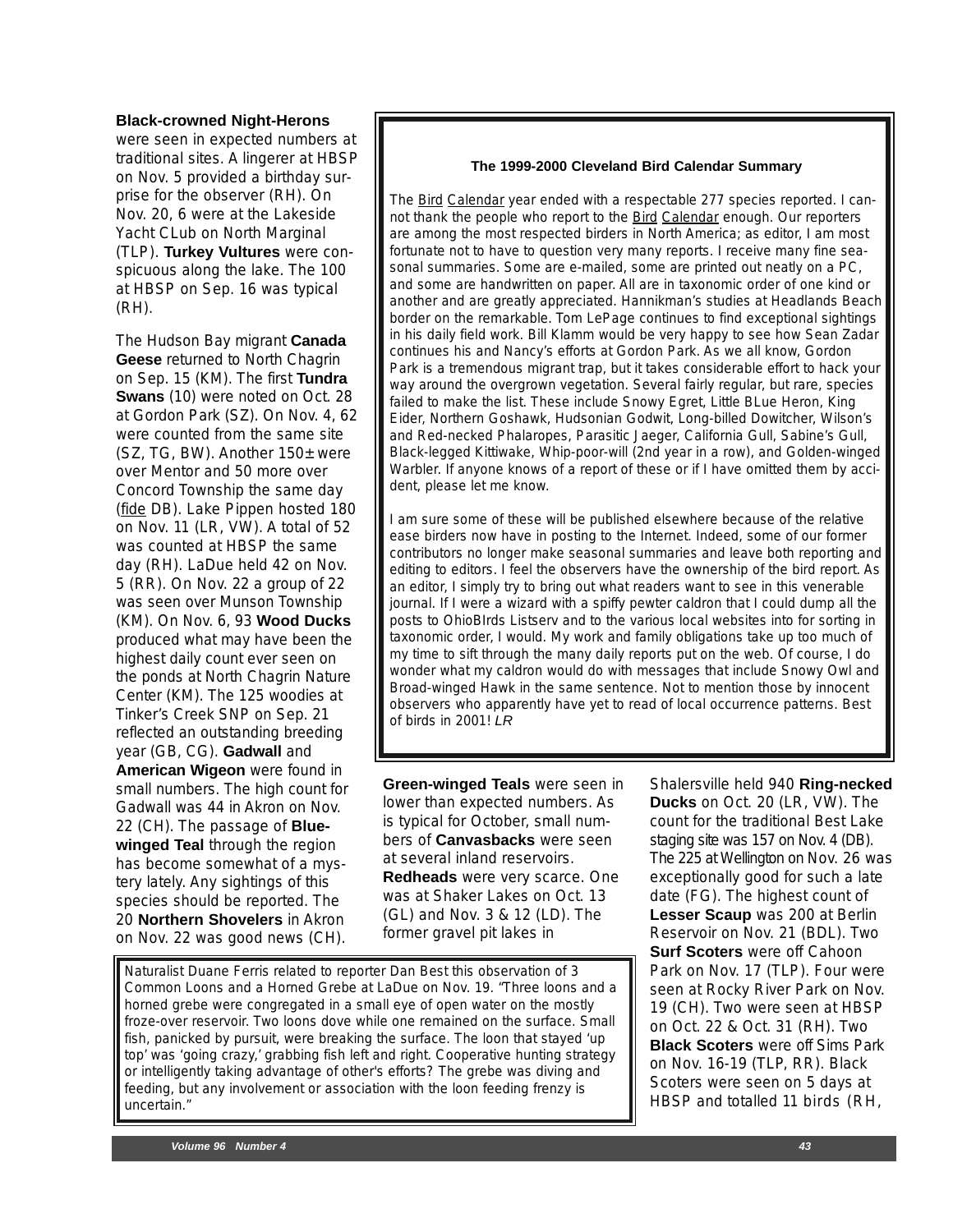**Black-crowned Night-Herons** were seen in expected numbers at traditional sites. A lingerer at HBSP on Nov. 5 provided a birthday surprise for the observer (RH). On Nov. 20, 6 were at the Lakeside Yacht CLub on North Marginal (TLP). **Turkey Vultures** were conspicuous along the lake. The 100 at HBSP on Sep. 16 was typical (RH).

The Hudson Bay migrant **Canada Geese** returned to North Chagrin on Sep. 15 (KM). The first **Tundra Swans** (10) were noted on Oct. 28 at Gordon Park (SZ). On Nov. 4, 62 were counted from the same site (SZ, TG, BW). Another 150± were over Mentor and 50 more over Concord Township the same day (fide DB). Lake Pippen hosted 180 on Nov. 11 (LR, VW). A total of 52 was counted at HBSP the same day (RH). LaDue held 42 on Nov. 5 (RR). On Nov. 22 a group of 22 was seen over Munson Township (KM). On Nov. 6, 93 **Wood Ducks** produced what may have been the highest daily count ever seen on the ponds at North Chagrin Nature Center (KM). The 125 woodies at Tinker's Creek SNP on Sep. 21 reflected an outstanding breeding year (GB, CG). **Gadwall** and **American Wigeon** were found in small numbers. The high count for Gadwall was 44 in Akron on Nov. 22 (CH). The passage of **Blue-winged Teal** through the region has become somewhat of a mystery lately. Any sightings of this species should be reported. The 20 **Northern Shovelers** in Akron on Nov. 22 was good news (CH).

**The 1999-2000 Cleveland Bird Calendar Summary**

The Bird Calendar year ended with a respectable 277 species reported. I cannot thank the people who report to the Bird Calendar enough. Our reporters are among the most respected birders in North America; as editor, I am most fortunate not to have to question very many reports. I receive many fine seasonal summaries. Some are e-mailed, some are printed out neatly on a PC, and some are handwritten on paper. All are in taxonomic order of one kind or another and are greatly appreciated. Hannikman's studies at Headlands Beach border on the remarkable. Tom LePage continues to find exceptional sightings in his daily field work. Bill Klamm would be very happy to see how Sean Zadar continues his and Nancy's efforts at Gordon Park. As we all know, Gordon Park is a tremendous migrant trap, but it takes considerable effort to hack your way around the overgrown vegetation. Several fairly regular, but rare, species failed to make the list. These include Snowy Egret, Little BLue Heron, King Eider, Northern Goshawk, Hudsonian Godwit, Long-billed Dowitcher, Wilson's and Red-necked Phalaropes, Parasitic Jaeger, California Gull, Sabine's Gull, Black-legged Kittiwake, Whip-poor-will (2nd year in a row), and Golden-winged Warbler. If anyone knows of a report of these or if I have omitted them by accident, please let me know.

I am sure some of these will be published elsewhere because of the relative ease birders now have in posting to the Internet. Indeed, some of our former contributors no longer make seasonal summaries and leave both reporting and editing to editors. I feel the observers have the ownership of the bird report. As an editor, I simply try to bring out what readers want to see in this venerable journal. If I were a wizard with a spiffy pewter caldron that I could dump all the posts to OhioBIrds Listserv and to the various local websites into for sorting in taxonomic order, I would. My work and family obligations take up too much of my time to sift through the many daily reports put on the web. Of course, I do wonder what my caldron would do with messages that include Snowy Owl and Broad-winged Hawk in the same sentence. Not to mention those by innocent observers who apparently have yet to read of local occurrence patterns. Best of birds in 2001! *LR*

**Green-winged Teals** were seen in lower than expected numbers. As is typical for October, small numbers of **Canvasbacks** were seen at several inland reservoirs. **Redheads** were very scarce. One was at Shaker Lakes on Oct. 13 (GL) and Nov. 3 & 12 (LD). The former gravel pit lakes in Shalersville held 940 **Ring-necked Ducks** on Oct. 20 (LR, VW). The count for the traditional Best Lake staging site was 157 on Nov. 4 (DB). The 225 at Wellington on Nov. 26 was exceptionally good for such a late date (FG). The highest count of **Lesser Scaup** was 200 at Berlin Reservoir on Nov. 21 (BDL). Two **Surf Scoters** were off Cahoon Park on Nov. 17 (TLP). Four were seen at Rocky River Park on Nov. 19 (CH). Two were seen at HBSP on Oct. 22 & Oct. 31 (RH). Two **Black Scoters** were off Sims Park on Nov. 16-19 (TLP, RR). Black Scoters were seen on 5 days at HBSP and totalled 11 birds (RH,

Naturalist Duane Ferris related to reporter Dan Best this observation of 3 Common Loons and a Horned Grebe at LaDue on Nov. 19. "Three loons and a horned grebe were congregated in a small eye of open water on the mostly froze-over reservoir. Two loons dove while one remained on the surface. Small fish, panicked by pursuit, were breaking the surface. The loon that stayed 'up top' was 'going crazy,' grabbing fish left and right. Cooperative hunting strategy or intelligently taking advantage of other's efforts? The grebe was diving and feeding, but any involvement or association with the loon feeding frenzy is uncertain."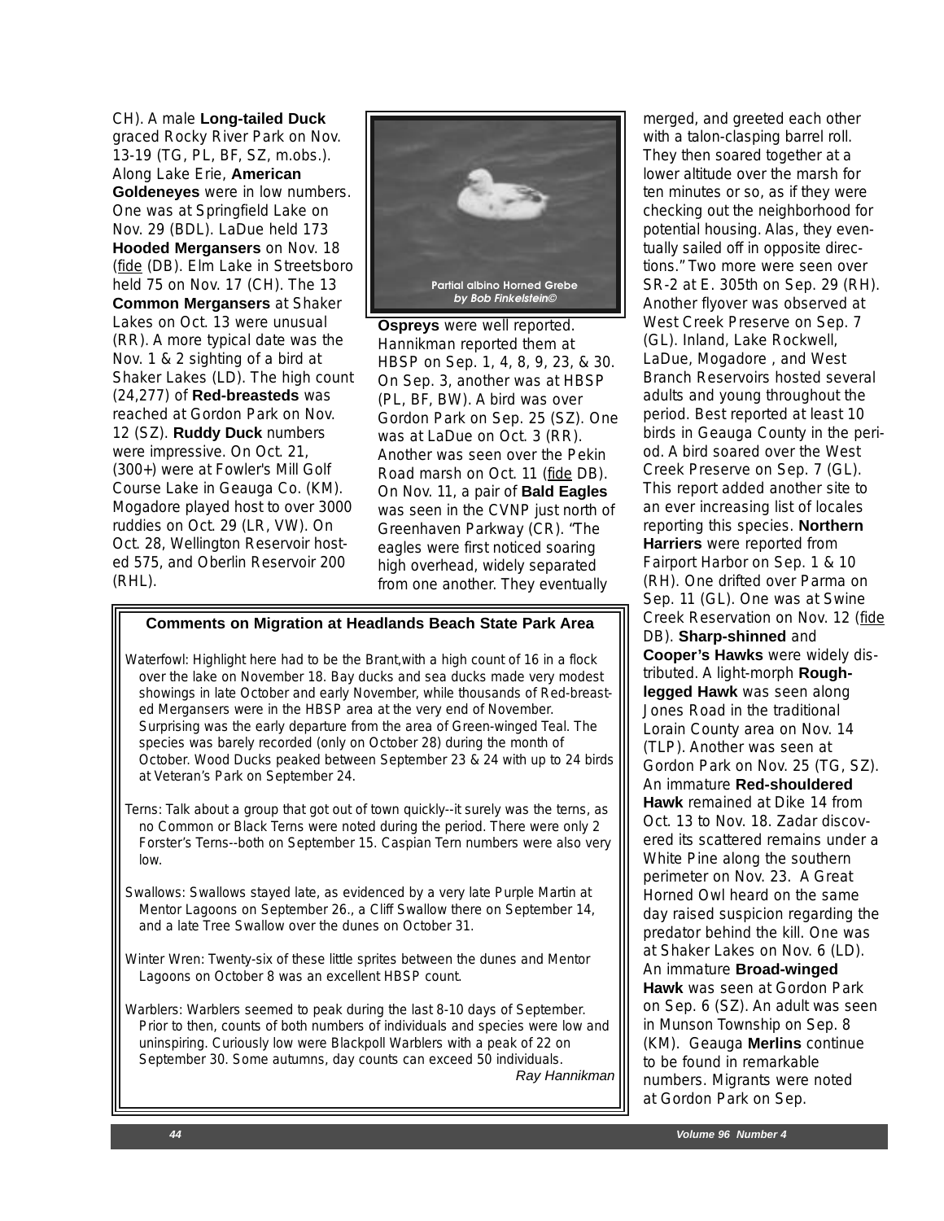CH). A male **Long-tailed Duck** graced Rocky River Park on Nov. 13-19 (TG, PL, BF, SZ, m.obs.). Along Lake Erie, **American Goldeneyes** were in low numbers. One was at Springfield Lake on Nov. 29 (BDL). LaDue held 173 **Hooded Mergansers** on Nov. 18 (fide DB). Elm Lake in Streetsboro held 75 on Nov. 17 (CH). The 13 **Common Mergansers** at Shaker Lakes on Oct. 13 were unusual (RR). A more typical date was the Nov. 1 & 2 sighting of a bird at Shaker Lakes (LD). The high count (24,277) of **Red-breasteds** was reached at Gordon Park on Nov. 12 (SZ). **Ruddy Duck** numbers were impressive. On Oct. 21, (300+) were at Fowler's Mill Golf Course Lake in Geauga Co. (KM). Mogadore played host to over 3000 ruddies on Oct. 29 (LR, VW). On Oct. 28, Wellington Reservoir hosted 575, and Oberlin Reservoir 200 (RHL).

Partial albino Horned Grebe
*by Bob Finkelstein©*

**Ospreys** were well reported. Hannikman reported them at HBSP on Sep. 1, 4, 8, 9, 23, & 30. On Sep. 3, another was at HBSP (PL, BF, BW). A bird was over Gordon Park on Sep. 25 (SZ). One was at LaDue on Oct. 3 (RR). Another was seen over the Pekin Road marsh on Oct. 11 (fide DB). On Nov. 11, a pair of **Bald Eagles** was seen in the CVNP just north of Greenhaven Parkway (CR). "The eagles were first noticed soaring high overhead, widely separated from one another. They eventually merged, and greeted each other with a talon-clasping barrel roll. They then soared together at a lower altitude over the marsh for ten minutes or so, as if they were checking out the neighborhood for potential housing. Alas, they eventually sailed off in opposite directions." Two more were seen over SR-2 at E. 305th on Sep. 29 (RH). Another flyover was observed at West Creek Preserve on Sep. 7 (GL). Inland, Lake Rockwell, LaDue, Mogadore , and West Branch Reservoirs hosted several adults and young throughout the period. Best reported at least 10 birds in Geauga County in the period. A bird soared over the West Creek Preserve on Sep. 7 (GL). This report added another site to an ever increasing list of locales reporting this species. **Northern Harriers** were reported from Fairport Harbor on Sep. 1 & 10 (RH). One drifted over Parma on Sep. 11 (GL). One was at Swine Creek Reservation on Nov. 12 (fide DB). **Sharp-shinned** and **Cooper's Hawks** were widely distributed. A light-morph **Rough-legged Hawk** was seen along Jones Road in the traditional Lorain County area on Nov. 14 (TLP). Another was seen at Gordon Park on Nov. 25 (TG, SZ). An immature **Red-shouldered Hawk** remained at Dike 14 from Oct. 13 to Nov. 18. Zadar discovered its scattered remains under a White Pine along the southern perimeter on Nov. 23. A Great Horned Owl heard on the same day raised suspicion regarding the predator behind the kill. One was at Shaker Lakes on Nov. 6 (LD). An immature **Broad-winged Hawk** was seen at Gordon Park on Sep. 6 (SZ). An adult was seen in Munson Township on Sep. 8 (KM). Geauga **Merlins** continue to be found in remarkable numbers. Migrants were noted at Gordon Park on Sep.

**Comments on Migration at Headlands Beach State Park Area**

Waterfowl: Highlight here had to be the Brant,with a high count of 16 in a flock over the lake on November 18. Bay ducks and sea ducks made very modest showings in late October and early November, while thousands of Red-breasted Mergansers were in the HBSP area at the very end of November. Surprising was the early departure from the area of Green-winged Teal. The species was barely recorded (only on October 28) during the month of October. Wood Ducks peaked between September 23 & 24 with up to 24 birds at Veteran's Park on September 24.

Terns: Talk about a group that got out of town quickly--it surely was the terns, as no Common or Black Terns were noted during the period. There were only 2 Forster's Terns--both on September 15. Caspian Tern numbers were also very low.

Swallows: Swallows stayed late, as evidenced by a very late Purple Martin at Mentor Lagoons on September 26., a Cliff Swallow there on September 14, and a late Tree Swallow over the dunes on October 31.

Winter Wren: Twenty-six of these little sprites between the dunes and Mentor Lagoons on October 8 was an excellent HBSP count.

Warblers: Warblers seemed to peak during the last 8-10 days of September. Prior to then, counts of both numbers of individuals and species were low and uninspiring. Curiously low were Blackpoll Warblers with a peak of 22 on September 30. Some autumns, day counts can exceed 50 individuals.

*Ray Hannikman*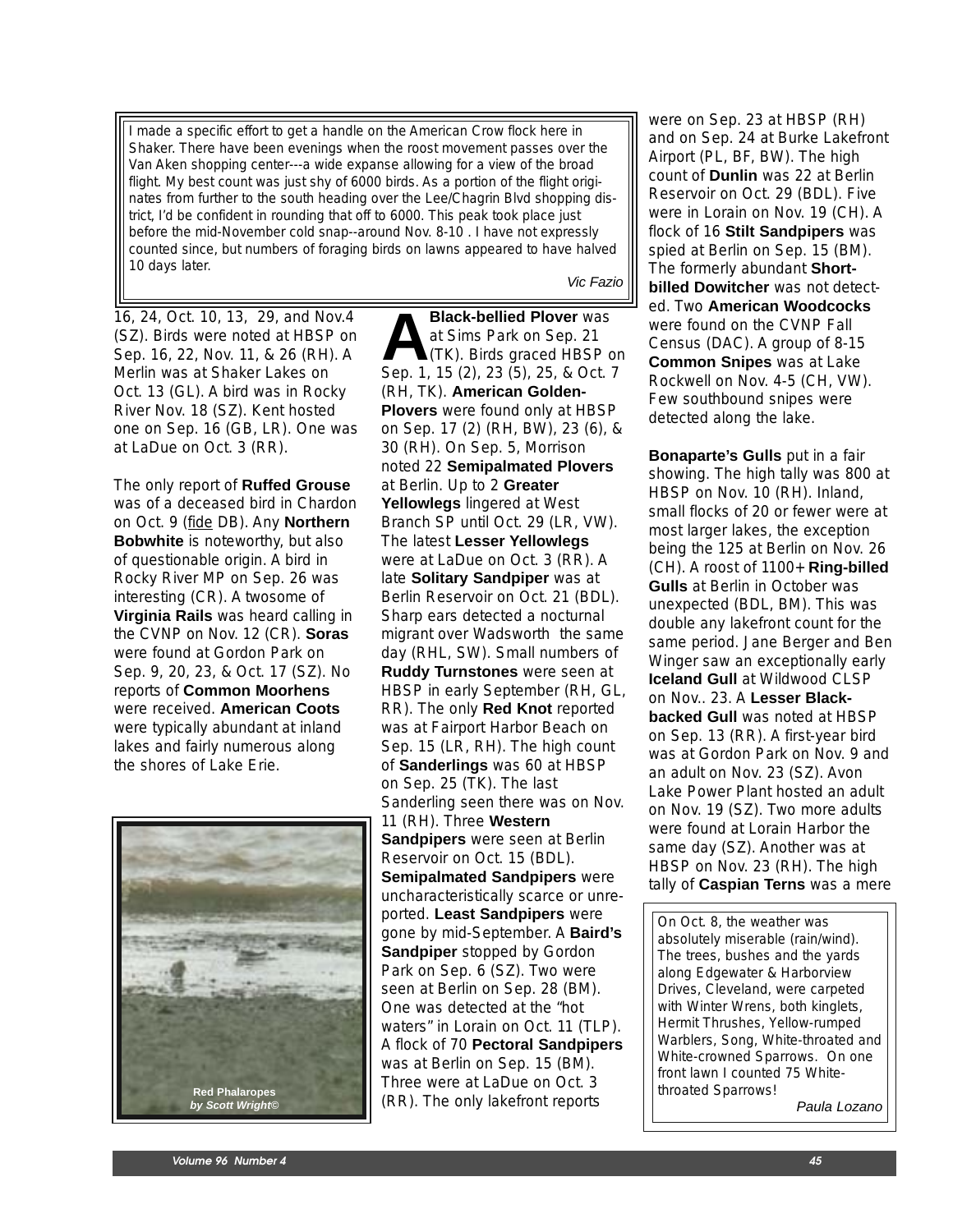I made a specific effort to get a handle on the American Crow flock here in Shaker. There have been evenings when the roost movement passes over the Van Aken shopping center---a wide expanse allowing for a view of the broad flight. My best count was just shy of 6000 birds. As a portion of the flight originates from further to the south heading over the Lee/Chagrin Blvd shopping district, I'd be confident in rounding that off to 6000. This peak took place just before the mid-November cold snap--around Nov. 8-10 . I have not expressly counted since, but numbers of foraging birds on lawns appeared to have halved 10 days later.

*Vic Fazio*

16, 24, Oct. 10, 13, 29, and Nov.4 (SZ). Birds were noted at HBSP on Sep. 16, 22, Nov. 11, & 26 (RH). A Merlin was at Shaker Lakes on Oct. 13 (GL). A bird was in Rocky River Nov. 18 (SZ). Kent hosted one on Sep. 16 (GB, LR). One was at LaDue on Oct. 3 (RR).

The only report of **Ruffed Grouse** was of a deceased bird in Chardon on Oct. 9 (fide DB). Any **Northern Bobwhite** is noteworthy, but also of questionable origin. A bird in Rocky River MP on Sep. 26 was interesting (CR). A twosome of **Virginia Rails** was heard calling in the CVNP on Nov. 12 (CR). **Soras** were found at Gordon Park on Sep. 9, 20, 23, & Oct. 17 (SZ). No reports of **Common Moorhens** were received. **American Coots** were typically abundant at inland lakes and fairly numerous along the shores of Lake Erie.

**Red Phalaropes**
***by Scott Wright©***

A **Black-bellied Plover** was at Sims Park on Sep. 21 (TK). Birds graced HBSP on Sep. 1, 15 (2), 23 (5), 25, & Oct. 7 (RH, TK). **American Golden-Plovers** were found only at HBSP on Sep. 17 (2) (RH, BW), 23 (6), & 30 (RH). On Sep. 5, Morrison noted 22 **Semipalmated Plovers** at Berlin. Up to 2 **Greater Yellowlegs** lingered at West Branch SP until Oct. 29 (LR, VW). The latest **Lesser Yellowlegs** were at LaDue on Oct. 3 (RR). A late **Solitary Sandpiper** was at Berlin Reservoir on Oct. 21 (BDL). Sharp ears detected a nocturnal migrant over Wadsworth the same day (RHL, SW). Small numbers of **Ruddy Turnstones** were seen at HBSP in early September (RH, GL, RR). The only **Red Knot** reported was at Fairport Harbor Beach on Sep. 15 (LR, RH). The high count of **Sanderlings** was 60 at HBSP on Sep. 25 (TK). The last Sanderling seen there was on Nov. 11 (RH). Three **Western Sandpipers** were seen at Berlin Reservoir on Oct. 15 (BDL). **Semipalmated Sandpipers** were uncharacteristically scarce or unreported. **Least Sandpipers** were gone by mid-September. A **Baird's Sandpiper** stopped by Gordon Park on Sep. 6 (SZ). Two were seen at Berlin on Sep. 28 (BM). One was detected at the "hot waters" in Lorain on Oct. 11 (TLP). A flock of 70 **Pectoral Sandpipers** was at Berlin on Sep. 15 (BM). Three were at LaDue on Oct. 3 (RR). The only lakefront reports were on Sep. 23 at HBSP (RH) and on Sep. 24 at Burke Lakefront Airport (PL, BF, BW). The high count of **Dunlin** was 22 at Berlin Reservoir on Oct. 29 (BDL). Five were in Lorain on Nov. 19 (CH). A flock of 16 **Stilt Sandpipers** was spied at Berlin on Sep. 15 (BM). The formerly abundant **Short-billed Dowitcher** was not detected. Two **American Woodcocks** were found on the CVNP Fall Census (DAC). A group of 8-15 **Common Snipes** was at Lake Rockwell on Nov. 4-5 (CH, VW). Few southbound snipes were detected along the lake.

**Bonaparte's Gulls** put in a fair showing. The high tally was 800 at HBSP on Nov. 10 (RH). Inland, small flocks of 20 or fewer were at most larger lakes, the exception being the 125 at Berlin on Nov. 26 (CH). A roost of 1100+ **Ring-billed Gulls** at Berlin in October was unexpected (BDL, BM). This was double any lakefront count for the same period. Jane Berger and Ben Winger saw an exceptionally early **Iceland Gull** at Wildwood CLSP on Nov.. 23. A **Lesser Black-backed Gull** was noted at HBSP on Sep. 13 (RR). A first-year bird was at Gordon Park on Nov. 9 and an adult on Nov. 23 (SZ). Avon Lake Power Plant hosted an adult on Nov. 19 (SZ). Two more adults were found at Lorain Harbor the same day (SZ). Another was at HBSP on Nov. 23 (RH). The high tally of **Caspian Terns** was a mere

On Oct. 8, the weather was absolutely miserable (rain/wind). The trees, bushes and the yards along Edgewater & Harborview Drives, Cleveland, were carpeted with Winter Wrens, both kinglets, Hermit Thrushes, Yellow-rumped Warblers, Song, White-throated and White-crowned Sparrows. On one front lawn I counted 75 White-throated Sparrows!

*Paula Lozano*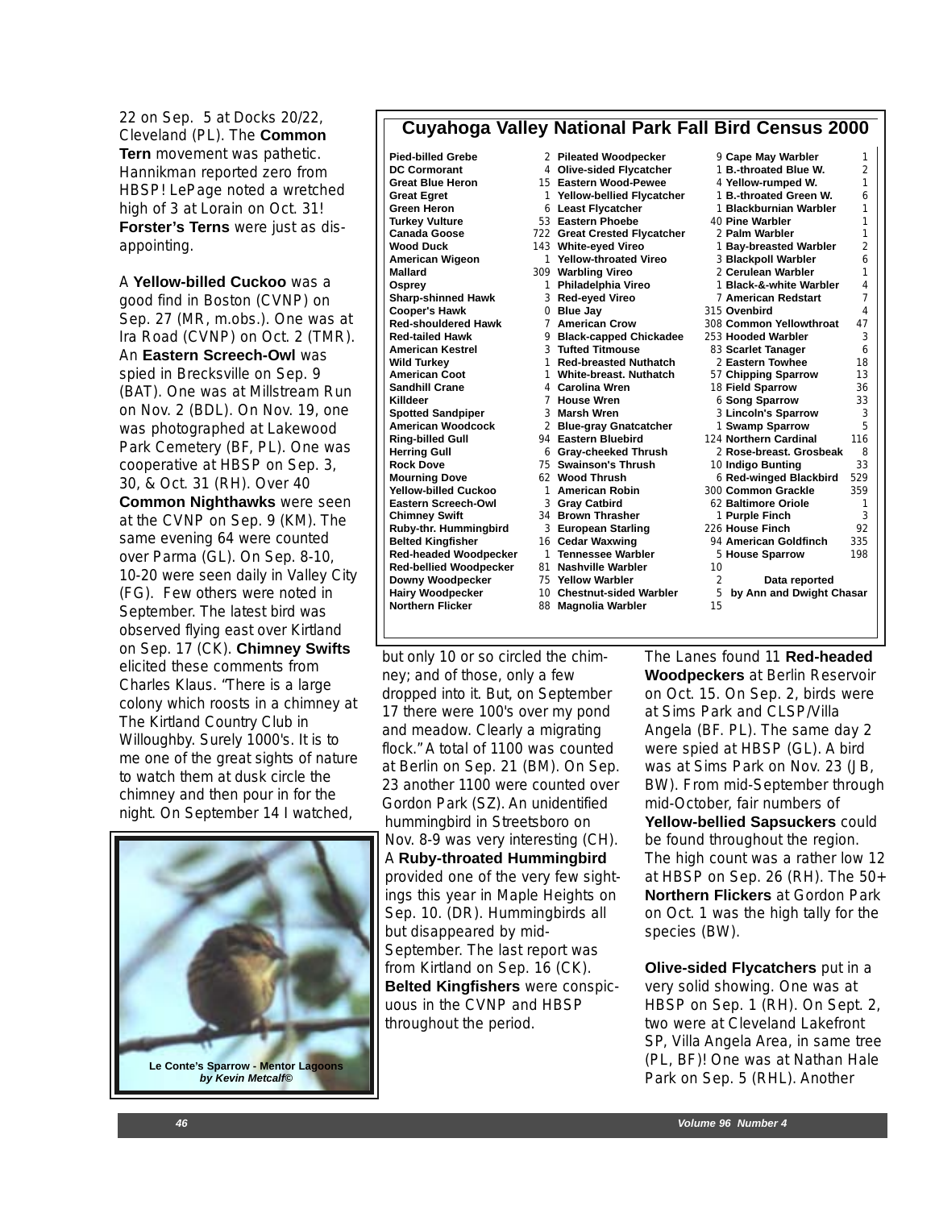22 on Sep. 5 at Docks 20/22, Cleveland (PL). The **Common Tern** movement was pathetic. Hannikman reported zero from HBSP! LePage noted a wretched high of 3 at Lorain on Oct. 31! **Forster's Terns** were just as disappointing.

A **Yellow-billed Cuckoo** was a good find in Boston (CVNP) on Sep. 27 (MR, m.obs.). One was at Ira Road (CVNP) on Oct. 2 (TMR). An **Eastern Screech-Owl** was spied in Brecksville on Sep. 9 (BAT). One was at Millstream Run on Nov. 2 (BDL). On Nov. 19, one was photographed at Lakewood Park Cemetery (BF, PL). One was cooperative at HBSP on Sep. 3, 30, & Oct. 31 (RH). Over 40 **Common Nighthawks** were seen at the CVNP on Sep. 9 (KM). The same evening 64 were counted over Parma (GL). On Sep. 8-10, 10-20 were seen daily in Valley City (FG). Few others were noted in September. The latest bird was observed flying east over Kirtland on Sep. 17 (CK). **Chimney Swifts** elicited these comments from Charles Klaus. "There is a large colony which roosts in a chimney at The Kirtland Country Club in Willoughby. Surely 1000's. It is to me one of the great sights of nature to watch them at dusk circle the chimney and then pour in for the night. On September 14 I watched,

## Cuyahoga Valley National Park Fall Bird Census 2000

| Species | Count | Species | Count | Species | Count |
|---|---|---|---|---|---|
| Pied-billed Grebe | 2 | Pileated Woodpecker | 9 | Cape May Warbler | 1 |
| DC Cormorant | 4 | Olive-sided Flycatcher | 1 | B.-throated Blue W. | 2 |
| Great Blue Heron | 15 | Eastern Wood-Pewee | 4 | Yellow-rumped W. | 1 |
| Great Egret | 1 | Yellow-bellied Flycatcher | 1 | B.-throated Green W. | 6 |
| Green Heron | 6 | Least Flycatcher | 1 | Blackburnian Warbler | 1 |
| Turkey Vulture | 53 | Eastern Phoebe | 40 | Pine Warbler | 1 |
| Canada Goose | 722 | Great Crested Flycatcher | 2 | Palm Warbler | 1 |
| Wood Duck | 143 | White-eyed Vireo | 1 | Bay-breasted Warbler | 2 |
| American Wigeon | 1 | Yellow-throated Vireo | 3 | Blackpoll Warbler | 6 |
| Mallard | 309 | Warbling Vireo | 2 | Cerulean Warbler | 1 |
| Osprey | 1 | Philadelphia Vireo | 1 | Black-&-white Warbler | 4 |
| Sharp-shinned Hawk | 3 | Red-eyed Vireo | 7 | American Redstart | 7 |
| Cooper's Hawk | 0 | Blue Jay | 315 | Ovenbird | 4 |
| Red-shouldered Hawk | 7 | American Crow | 308 | Common Yellowthroat | 47 |
| Red-tailed Hawk | 9 | Black-capped Chickadee | 253 | Hooded Warbler | 3 |
| American Kestrel | 3 | Tufted Titmouse | 83 | Scarlet Tanager | 6 |
| Wild Turkey | 1 | Red-breasted Nuthatch | 2 | Eastern Towhee | 18 |
| American Coot | 1 | White-breast. Nuthatch | 57 | Chipping Sparrow | 13 |
| Sandhill Crane | 4 | Carolina Wren | 18 | Field Sparrow | 36 |
| Killdeer | 7 | House Wren | 6 | Song Sparrow | 33 |
| Spotted Sandpiper | 3 | Marsh Wren | 3 | Lincoln's Sparrow | 3 |
| American Woodcock | 2 | Blue-gray Gnatcatcher | 1 | Swamp Sparrow | 5 |
| Ring-billed Gull | 94 | Eastern Bluebird | 124 | Northern Cardinal | 116 |
| Herring Gull | 6 | Gray-cheeked Thrush | 2 | Rose-breast. Grosbeak | 8 |
| Rock Dove | 75 | Swainson's Thrush | 10 | Indigo Bunting | 33 |
| Mourning Dove | 62 | Wood Thrush | 6 | Red-winged Blackbird | 529 |
| Yellow-billed Cuckoo | 1 | American Robin | 300 | Common Grackle | 359 |
| Eastern Screech-Owl | 3 | Gray Catbird | 62 | Baltimore Oriole | 1 |
| Chimney Swift | 34 | Brown Thrasher | 1 | Purple Finch | 3 |
| Ruby-thr. Hummingbird | 3 | European Starling | 226 | House Finch | 92 |
| Belted Kingfisher | 16 | Cedar Waxwing | 94 | American Goldfinch | 335 |
| Red-headed Woodpecker | 1 | Tennessee Warbler | 5 | House Sparrow | 198 |
| Red-bellied Woodpecker | 81 | Nashville Warbler | 10 | | |
| Downy Woodpecker | 75 | Yellow Warbler | 2 | | |
| Hairy Woodpecker | 10 | Chestnut-sided Warbler | 5 | | |
| Northern Flicker | 88 | Magnolia Warbler | 15 | | |

Data reported by Ann and Dwight Chasar

but only 10 or so circled the chimney; and of those, only a few dropped into it. But, on September 17 there were 100's over my pond and meadow. Clearly a migrating flock." A total of 1100 was counted at Berlin on Sep. 21 (BM). On Sep. 23 another 1100 were counted over Gordon Park (SZ). An unidentified hummingbird in Streetsboro on Nov. 8-9 was very interesting (CH). A **Ruby-throated Hummingbird** provided one of the very few sightings this year in Maple Heights on Sep. 10. (DR). Hummingbirds all but disappeared by mid-September. The last report was from Kirtland on Sep. 16 (CK). **Belted Kingfishers** were conspicuous in the CVNP and HBSP throughout the period.

Le Conte's Sparrow - Mentor Lagoons
*by Kevin Metcalf©*

The Lanes found 11 **Red-headed Woodpeckers** at Berlin Reservoir on Oct. 15. On Sep. 2, birds were at Sims Park and CLSP/Villa Angela (BF. PL). The same day 2 were spied at HBSP (GL). A bird was at Sims Park on Nov. 23 (JB, BW). From mid-September through mid-October, fair numbers of **Yellow-bellied Sapsuckers** could be found throughout the region. The high count was a rather low 12 at HBSP on Sep. 26 (RH). The 50+ **Northern Flickers** at Gordon Park on Oct. 1 was the high tally for the species (BW).

**Olive-sided Flycatchers** put in a very solid showing. One was at HBSP on Sep. 1 (RH). On Sept. 2, two were at Cleveland Lakefront SP, Villa Angela Area, in same tree (PL, BF)! One was at Nathan Hale Park on Sep. 5 (RHL). Another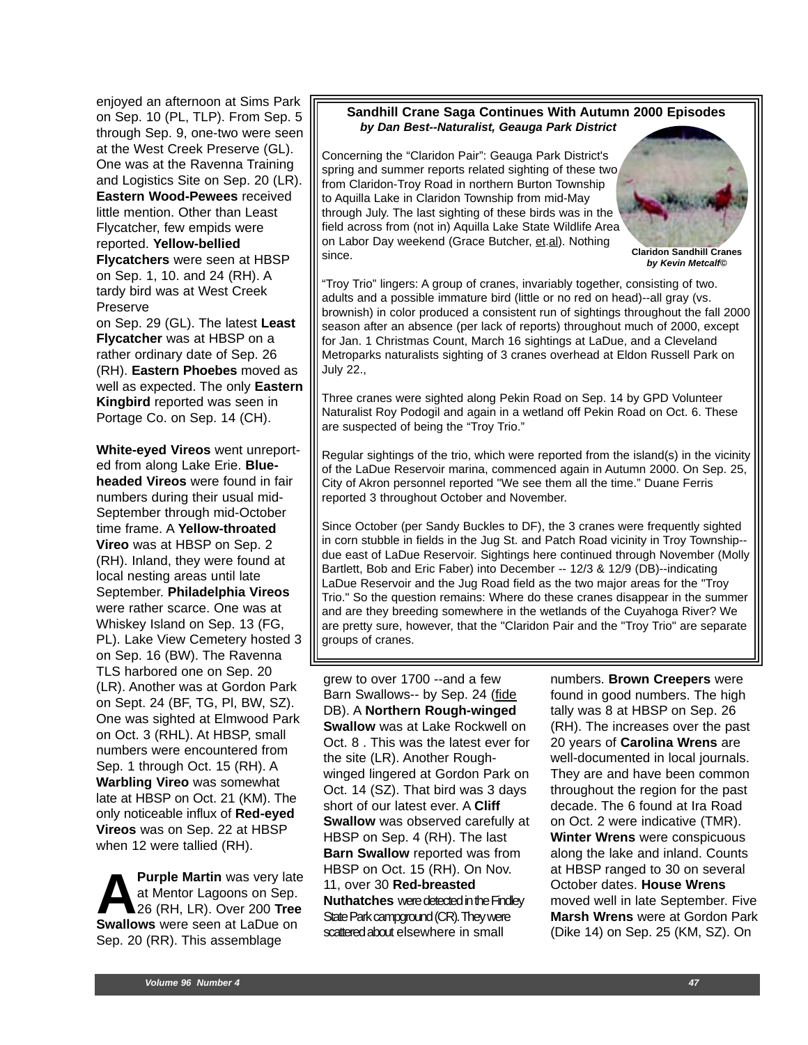enjoyed an afternoon at Sims Park on Sep. 10 (PL, TLP). From Sep. 5 through Sep. 9, one-two were seen at the West Creek Preserve (GL). One was at the Ravenna Training and Logistics Site on Sep. 20 (LR). **Eastern Wood-Pewees** received little mention. Other than Least Flycatcher, few empids were reported. **Yellow-bellied Flycatchers** were seen at HBSP on Sep. 1, 10. and 24 (RH). A tardy bird was at West Creek Preserve on Sep. 29 (GL). The latest **Least Flycatcher** was at HBSP on a rather ordinary date of Sep. 26 (RH). **Eastern Phoebes** moved as well as expected. The only **Eastern Kingbird** reported was seen in Portage Co. on Sep. 14 (CH).

**White-eyed Vireos** went unreported from along Lake Erie. **Blue-headed Vireos** were found in fair numbers during their usual mid-September through mid-October time frame. A **Yellow-throated Vireo** was at HBSP on Sep. 2 (RH). Inland, they were found at local nesting areas until late September. **Philadelphia Vireos** were rather scarce. One was at Whiskey Island on Sep. 13 (FG, PL). Lake View Cemetery hosted 3 on Sep. 16 (BW). The Ravenna TLS harbored one on Sep. 20 (LR). Another was at Gordon Park on Sept. 24 (BF, TG, Pl, BW, SZ). One was sighted at Elmwood Park on Oct. 3 (RHL). At HBSP, small numbers were encountered from Sep. 1 through Oct. 15 (RH). A **Warbling Vireo** was somewhat late at HBSP on Oct. 21 (KM). The only noticeable influx of **Red-eyed Vireos** was on Sep. 22 at HBSP when 12 were tallied (RH).

A **Purple Martin** was very late at Mentor Lagoons on Sep. 26 (RH, LR). Over 200 **Tree Swallows** were seen at LaDue on Sep. 20 (RR). This assemblage grew to over 1700 --and a few Barn Swallows-- by Sep. 24 (fide DB). A **Northern Rough-winged Swallow** was at Lake Rockwell on Oct. 8 . This was the latest ever for the site (LR). Another Rough-winged lingered at Gordon Park on Oct. 14 (SZ). That bird was 3 days short of our latest ever. A **Cliff Swallow** was observed carefully at HBSP on Sep. 4 (RH). The last **Barn Swallow** reported was from HBSP on Oct. 15 (RH). On Nov. 11, over 30 **Red-breasted Nuthatches** were detected in the Findley State Park campground (CR). They were scattered about elsewhere in small numbers. **Brown Creepers** were found in good numbers. The high tally was 8 at HBSP on Sep. 26 (RH). The increases over the past 20 years of **Carolina Wrens** are well-documented in local journals. They are and have been common throughout the region for the past decade. The 6 found at Ira Road on Oct. 2 were indicative (TMR). **Winter Wrens** were conspicuous along the lake and inland. Counts at HBSP ranged to 30 on several October dates. **House Wrens** moved well in late September. Five **Marsh Wrens** were at Gordon Park (Dike 14) on Sep. 25 (KM, SZ). On

---

### Sandhill Crane Saga Continues With Autumn 2000 Episodes

***by Dan Best--Naturalist, Geauga Park District***

Concerning the "Claridon Pair": Geauga Park District's spring and summer reports related sighting of these two from Claridon-Troy Road in northern Burton Township to Aquilla Lake in Claridon Township from mid-May through July. The last sighting of these birds was in the field across from (not in) Aquilla Lake State Wildlife Area on Labor Day weekend (Grace Butcher, et.al). Nothing since.

**Claridon Sandhill Cranes**
***by Kevin Metcalf©***

"Troy Trio" lingers: A group of cranes, invariably together, consisting of two. adults and a possible immature bird (little or no red on head)--all gray (vs. brownish) in color produced a consistent run of sightings throughout the fall 2000 season after an absence (per lack of reports) throughout much of 2000, except for Jan. 1 Christmas Count, March 16 sightings at LaDue, and a Cleveland Metroparks naturalists sighting of 3 cranes overhead at Eldon Russell Park on July 22.,

Three cranes were sighted along Pekin Road on Sep. 14 by GPD Volunteer Naturalist Roy Podogil and again in a wetland off Pekin Road on Oct. 6. These are suspected of being the "Troy Trio."

Regular sightings of the trio, which were reported from the island(s) in the vicinity of the LaDue Reservoir marina, commenced again in Autumn 2000. On Sep. 25, City of Akron personnel reported "We see them all the time." Duane Ferris reported 3 throughout October and November.

Since October (per Sandy Buckles to DF), the 3 cranes were frequently sighted in corn stubble in fields in the Jug St. and Patch Road vicinity in Troy Township--due east of LaDue Reservoir. Sightings here continued through November (Molly Bartlett, Bob and Eric Faber) into December -- 12/3 & 12/9 (DB)--indicating LaDue Reservoir and the Jug Road field as the two major areas for the "Troy Trio." So the question remains: Where do these cranes disappear in the summer and are they breeding somewhere in the wetlands of the Cuyahoga River? We are pretty sure, however, that the "Claridon Pair and the "Troy Trio" are separate groups of cranes.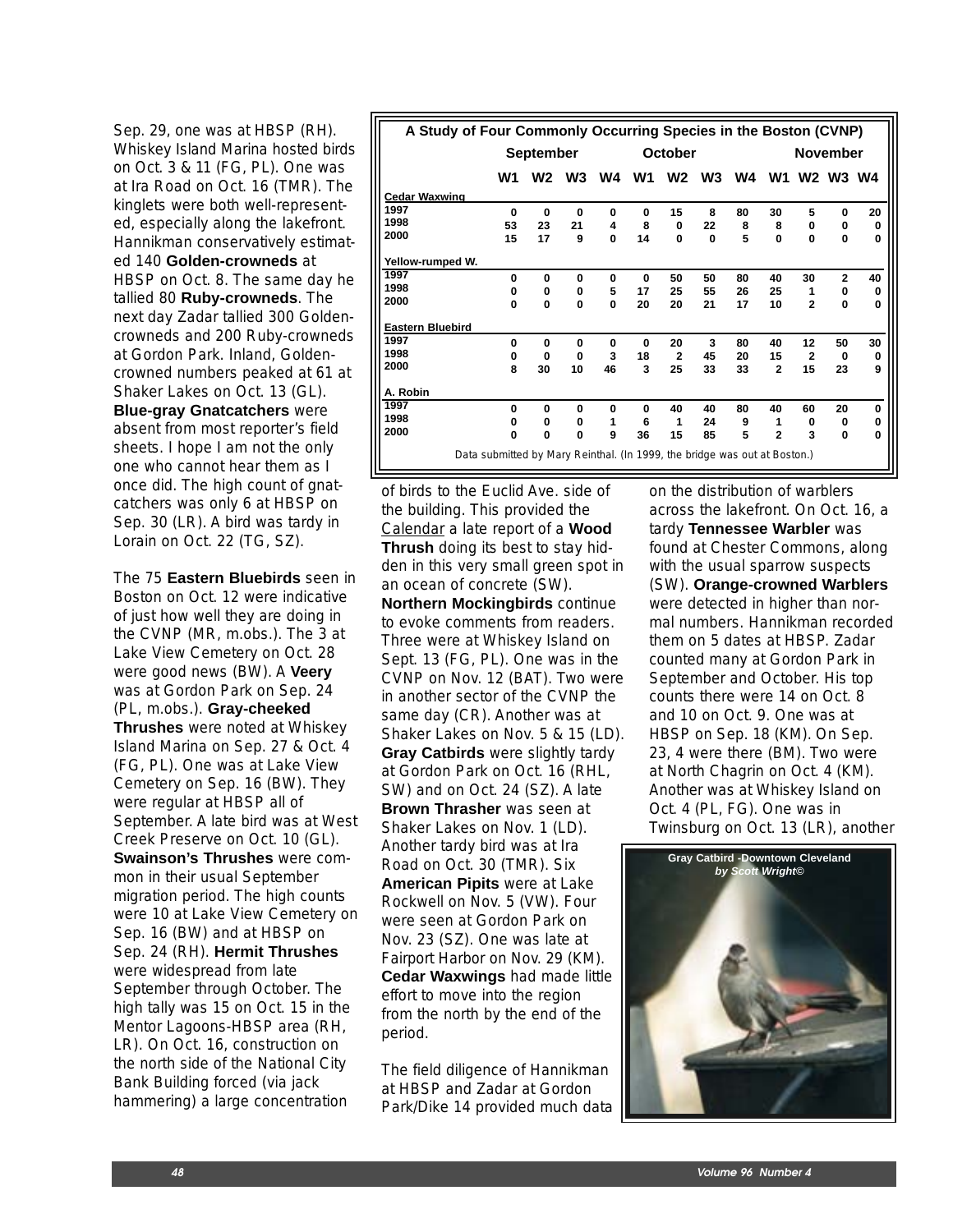Sep. 29, one was at HBSP (RH). Whiskey Island Marina hosted birds on Oct. 3 & 11 (FG, PL). One was at Ira Road on Oct. 16 (TMR). The kinglets were both well-represented, especially along the lakefront. Hannikman conservatively estimated 140 **Golden-crowneds** at HBSP on Oct. 8. The same day he tallied 80 **Ruby-crowneds**. The next day Zadar tallied 300 Golden-crowneds and 200 Ruby-crowneds at Gordon Park. Inland, Golden-crowned numbers peaked at 61 at Shaker Lakes on Oct. 13 (GL). **Blue-gray Gnatcatchers** were absent from most reporter's field sheets. I hope I am not the only one who cannot hear them as I once did. The high count of gnatcatchers was only 6 at HBSP on Sep. 30 (LR). A bird was tardy in Lorain on Oct. 22 (TG, SZ).

The 75 **Eastern Bluebirds** seen in Boston on Oct. 12 were indicative of just how well they are doing in the CVNP (MR, m.obs.). The 3 at Lake View Cemetery on Oct. 28 were good news (BW). A **Veery** was at Gordon Park on Sep. 24 (PL, m.obs.). **Gray-cheeked Thrushes** were noted at Whiskey Island Marina on Sep. 27 & Oct. 4 (FG, PL). One was at Lake View Cemetery on Sep. 16 (BW). They were regular at HBSP all of September. A late bird was at West Creek Preserve on Oct. 10 (GL). **Swainson's Thrushes** were common in their usual September migration period. The high counts were 10 at Lake View Cemetery on Sep. 16 (BW) and at HBSP on Sep. 24 (RH). **Hermit Thrushes** were widespread from late September through October. The high tally was 15 on Oct. 15 in the Mentor Lagoons-HBSP area (RH, LR). On Oct. 16, construction on the north side of the National City Bank Building forced (via jack hammering) a large concentration of birds to the Euclid Ave. side of the building. This provided the Calendar a late report of a **Wood Thrush** doing its best to stay hidden in this very small green spot in an ocean of concrete (SW). **Northern Mockingbirds** continue to evoke comments from readers. Three were at Whiskey Island on Sept. 13 (FG, PL). One was in the CVNP on Nov. 12 (BAT). Two were in another sector of the CVNP the same day (CR). Another was at Shaker Lakes on Nov. 5 & 15 (LD). **Gray Catbirds** were slightly tardy at Gordon Park on Oct. 16 (RHL, SW) and on Oct. 24 (SZ). A late **Brown Thrasher** was seen at Shaker Lakes on Nov. 1 (LD). Another tardy bird was at Ira Road on Oct. 30 (TMR). Six **American Pipits** were at Lake Rockwell on Nov. 5 (VW). Four were seen at Gordon Park on Nov. 23 (SZ). One was late at Fairport Harbor on Nov. 29 (KM). **Cedar Waxwings** had made little effort to move into the region from the north by the end of the period.

**A Study of Four Commonly Occurring Species in the Boston (CVNP)**

| | September | | | | October | | | | November | | | |
|---|---|---|---|---|---|---|---|---|---|---|---|---|
| | W1 | W2 | W3 | W4 | W1 | W2 | W3 | W4 | W1 | W2 | W3 | W4 |
| **Cedar Waxwing** | | | | | | | | | | | | |
| 1997 | 0 | 0 | 0 | 0 | 0 | 15 | 8 | 80 | 30 | 5 | 0 | 20 |
| 1998 | 53 | 23 | 21 | 4 | 8 | 0 | 22 | 8 | 8 | 0 | 0 | 0 |
| 2000 | 15 | 17 | 9 | 0 | 14 | 0 | 0 | 5 | 0 | 0 | 0 | 0 |
| **Yellow-rumped W.** | | | | | | | | | | | | |
| 1997 | 0 | 0 | 0 | 0 | 0 | 50 | 50 | 80 | 40 | 30 | 2 | 40 |
| 1998 | 0 | 0 | 0 | 5 | 17 | 25 | 55 | 26 | 25 | 1 | 0 | 0 |
| 2000 | 0 | 0 | 0 | 0 | 20 | 20 | 21 | 17 | 10 | 2 | 0 | 0 |
| **Eastern Bluebird** | | | | | | | | | | | | |
| 1997 | 0 | 0 | 0 | 0 | 0 | 20 | 3 | 80 | 40 | 12 | 50 | 30 |
| 1998 | 0 | 0 | 0 | 3 | 18 | 2 | 45 | 20 | 15 | 2 | 0 | 0 |
| 2000 | 8 | 30 | 10 | 46 | 3 | 25 | 33 | 33 | 2 | 15 | 23 | 9 |
| **A. Robin** | | | | | | | | | | | | |
| 1997 | 0 | 0 | 0 | 0 | 0 | 40 | 40 | 80 | 40 | 60 | 20 | 0 |
| 1998 | 0 | 0 | 0 | 1 | 6 | 1 | 24 | 9 | 1 | 0 | 0 | 0 |
| 2000 | 0 | 0 | 0 | 9 | 36 | 15 | 85 | 5 | 2 | 3 | 0 | 0 |

Data submitted by Mary Reinthal. (In 1999, the bridge was out at Boston.)

The field diligence of Hannikman at HBSP and Zadar at Gordon Park/Dike 14 provided much data on the distribution of warblers across the lakefront. On Oct. 16, a tardy **Tennessee Warbler** was found at Chester Commons, along with the usual sparrow suspects (SW). **Orange-crowned Warblers** were detected in higher than normal numbers. Hannikman recorded them on 5 dates at HBSP. Zadar counted many at Gordon Park in September and October. His top counts there were 14 on Oct. 8 and 10 on Oct. 9. One was at HBSP on Sep. 18 (KM). On Sep. 23, 4 were there (BM). Two were at North Chagrin on Oct. 4 (KM). Another was at Whiskey Island on Oct. 4 (PL, FG). One was in Twinsburg on Oct. 13 (LR), another

Gray Catbird -Downtown Cleveland *by Scott Wright©*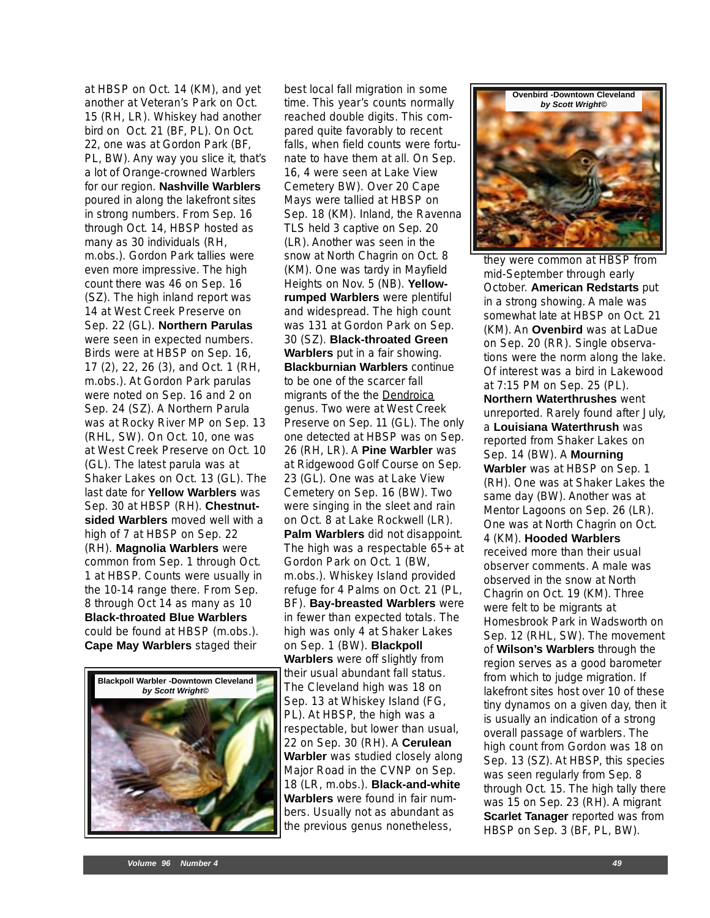at HBSP on Oct. 14 (KM), and yet another at Veteran's Park on Oct. 15 (RH, LR). Whiskey had another bird on Oct. 21 (BF, PL). On Oct. 22, one was at Gordon Park (BF, PL, BW). Any way you slice it, that's a lot of Orange-crowned Warblers for our region. **Nashville Warblers** poured in along the lakefront sites in strong numbers. From Sep. 16 through Oct. 14, HBSP hosted as many as 30 individuals (RH, m.obs.). Gordon Park tallies were even more impressive. The high count there was 46 on Sep. 16 (SZ). The high inland report was 14 at West Creek Preserve on Sep. 22 (GL). **Northern Parulas** were seen in expected numbers. Birds were at HBSP on Sep. 16, 17 (2), 22, 26 (3), and Oct. 1 (RH, m.obs.). At Gordon Park parulas were noted on Sep. 16 and 2 on Sep. 24 (SZ). A Northern Parula was at Rocky River MP on Sep. 13 (RHL, SW). On Oct. 10, one was at West Creek Preserve on Oct. 10 (GL). The latest parula was at Shaker Lakes on Oct. 13 (GL). The last date for **Yellow Warblers** was Sep. 30 at HBSP (RH). **Chestnut-sided Warblers** moved well with a high of 7 at HBSP on Sep. 22 (RH). **Magnolia Warblers** were common from Sep. 1 through Oct. 1 at HBSP. Counts were usually in the 10-14 range there. From Sep. 8 through Oct 14 as many as 10 **Black-throated Blue Warblers** could be found at HBSP (m.obs.). **Cape May Warblers** staged their

**Blackpoll Warbler -Downtown Cleveland**
***by Scott Wright©***

best local fall migration in some time. This year's counts normally reached double digits. This compared quite favorably to recent falls, when field counts were fortunate to have them at all. On Sep. 16, 4 were seen at Lake View Cemetery BW). Over 20 Cape Mays were tallied at HBSP on Sep. 18 (KM). Inland, the Ravenna TLS held 3 captive on Sep. 20 (LR). Another was seen in the snow at North Chagrin on Oct. 8 (KM). One was tardy in Mayfield Heights on Nov. 5 (NB). **Yellow-rumped Warblers** were plentiful and widespread. The high count was 131 at Gordon Park on Sep. 30 (SZ). **Black-throated Green Warblers** put in a fair showing. **Blackburnian Warblers** continue to be one of the scarcer fall migrants of the the Dendroica genus. Two were at West Creek Preserve on Sep. 11 (GL). The only one detected at HBSP was on Sep. 26 (RH, LR). A **Pine Warbler** was at Ridgewood Golf Course on Sep. 23 (GL). One was at Lake View Cemetery on Sep. 16 (BW). Two were singing in the sleet and rain on Oct. 8 at Lake Rockwell (LR). **Palm Warblers** did not disappoint. The high was a respectable 65+ at Gordon Park on Oct. 1 (BW, m.obs.). Whiskey Island provided refuge for 4 Palms on Oct. 21 (PL, BF). **Bay-breasted Warblers** were in fewer than expected totals. The high was only 4 at Shaker Lakes on Sep. 1 (BW). **Blackpoll Warblers** were off slightly from their usual abundant fall status. The Cleveland high was 18 on Sep. 13 at Whiskey Island (FG, PL). At HBSP, the high was a respectable, but lower than usual, 22 on Sep. 30 (RH). A **Cerulean Warbler** was studied closely along Major Road in the CVNP on Sep. 18 (LR, m.obs.). **Black-and-white Warblers** were found in fair numbers. Usually not as abundant as the previous genus nonetheless,

**Ovenbird -Downtown Cleveland**
***by Scott Wright©***

they were common at HBSP from mid-September through early October. **American Redstarts** put in a strong showing. A male was somewhat late at HBSP on Oct. 21 (KM). An **Ovenbird** was at LaDue on Sep. 20 (RR). Single observations were the norm along the lake. Of interest was a bird in Lakewood at 7:15 PM on Sep. 25 (PL). **Northern Waterthrushes** went unreported. Rarely found after July, a **Louisiana Waterthrush** was reported from Shaker Lakes on Sep. 14 (BW). A **Mourning Warbler** was at HBSP on Sep. 1 (RH). One was at Shaker Lakes the same day (BW). Another was at Mentor Lagoons on Sep. 26 (LR). One was at North Chagrin on Oct. 4 (KM). **Hooded Warblers** received more than their usual observer comments. A male was observed in the snow at North Chagrin on Oct. 19 (KM). Three were felt to be migrants at Homesbrook Park in Wadsworth on Sep. 12 (RHL, SW). The movement of **Wilson's Warblers** through the region serves as a good barometer from which to judge migration. If lakefront sites host over 10 of these tiny dynamos on a given day, then it is usually an indication of a strong overall passage of warblers. The high count from Gordon was 18 on Sep. 13 (SZ). At HBSP, this species was seen regularly from Sep. 8 through Oct. 15. The high tally there was 15 on Sep. 23 (RH). A migrant **Scarlet Tanager** reported was from HBSP on Sep. 3 (BF, PL, BW).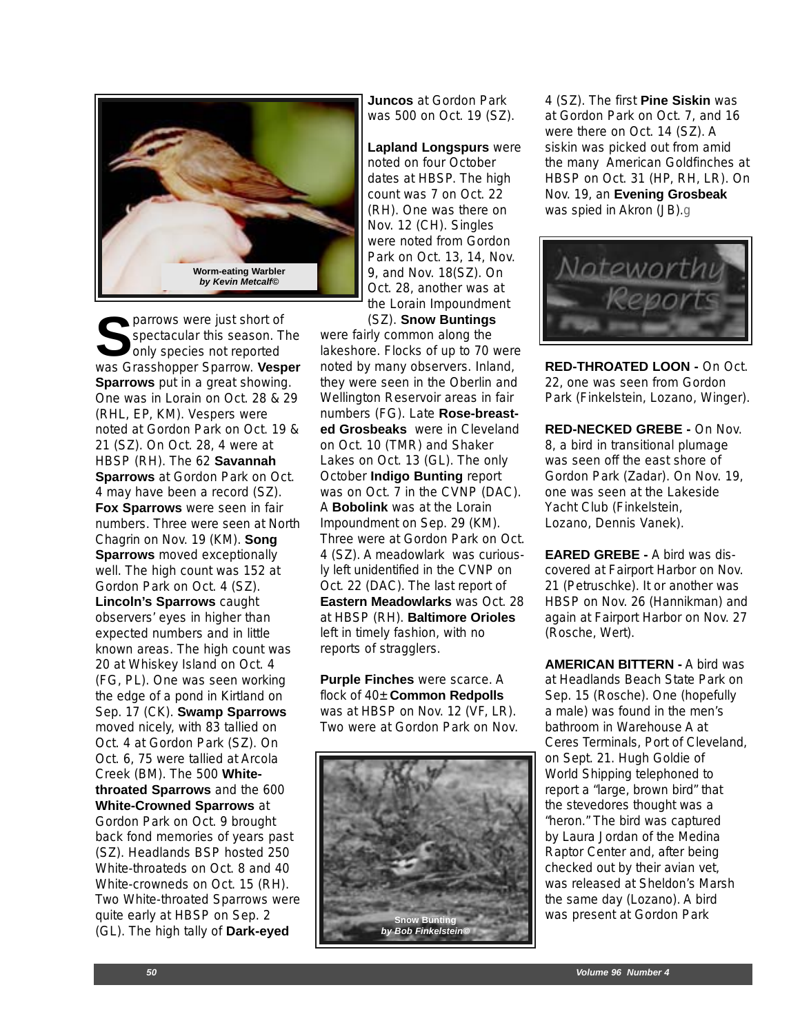Worm-eating Warbler *by Kevin Metcalf©*

Sparrows were just short of spectacular this season. The only species not reported was Grasshopper Sparrow. **Vesper Sparrows** put in a great showing. One was in Lorain on Oct. 28 & 29 (RHL, EP, KM). Vespers were noted at Gordon Park on Oct. 19 & 21 (SZ). On Oct. 28, 4 were at HBSP (RH). The 62 **Savannah Sparrows** at Gordon Park on Oct. 4 may have been a record (SZ). **Fox Sparrows** were seen in fair numbers. Three were seen at North Chagrin on Nov. 19 (KM). **Song Sparrows** moved exceptionally well. The high count was 152 at Gordon Park on Oct. 4 (SZ). **Lincoln's Sparrows** caught observers' eyes in higher than expected numbers and in little known areas. The high count was 20 at Whiskey Island on Oct. 4 (FG, PL). One was seen working the edge of a pond in Kirtland on Sep. 17 (CK). **Swamp Sparrows** moved nicely, with 83 tallied on Oct. 4 at Gordon Park (SZ). On Oct. 6, 75 were tallied at Arcola Creek (BM). The 500 **White-throated Sparrows** and the 600 **White-Crowned Sparrows** at Gordon Park on Oct. 9 brought back fond memories of years past (SZ). Headlands BSP hosted 250 White-throateds on Oct. 8 and 40 White-crowneds on Oct. 15 (RH). Two White-throated Sparrows were quite early at HBSP on Sep. 2 (GL). The high tally of **Dark-eyed Juncos** at Gordon Park was 500 on Oct. 19 (SZ).

**Lapland Longspurs** were noted on four October dates at HBSP. The high count was 7 on Oct. 22 (RH). One was there on Nov. 12 (CH). Singles were noted from Gordon Park on Oct. 13, 14, Nov. 9, and Nov. 18(SZ). On Oct. 28, another was at the Lorain Impoundment (SZ). **Snow Buntings** were fairly common along the lakeshore. Flocks of up to 70 were noted by many observers. Inland, they were seen in the Oberlin and Wellington Reservoir areas in fair numbers (FG). Late **Rose-breasted Grosbeaks** were in Cleveland on Oct. 10 (TMR) and Shaker Lakes on Oct. 13 (GL). The only October **Indigo Bunting** report was on Oct. 7 in the CVNP (DAC). A **Bobolink** was at the Lorain Impoundment on Sep. 29 (KM). Three were at Gordon Park on Oct. 4 (SZ). A meadowlark was curiously left unidentified in the CVNP on Oct. 22 (DAC). The last report of **Eastern Meadowlarks** was Oct. 28 at HBSP (RH). **Baltimore Orioles** left in timely fashion, with no reports of stragglers.

**Purple Finches** were scarce. A flock of 40± **Common Redpolls** was at HBSP on Nov. 12 (VF, LR). Two were at Gordon Park on Nov. 4 (SZ). The first **Pine Siskin** was at Gordon Park on Oct. 7, and 16 were there on Oct. 14 (SZ). A siskin was picked out from amid the many American Goldfinches at HBSP on Oct. 31 (HP, RH, LR). On Nov. 19, an **Evening Grosbeak** was spied in Akron (JB).

Snow Bunting *by Bob Finkelstein©*

## Noteworthy Reports

**RED-THROATED LOON -** On Oct. 22, one was seen from Gordon Park (Finkelstein, Lozano, Winger).

**RED-NECKED GREBE -** On Nov. 8, a bird in transitional plumage was seen off the east shore of Gordon Park (Zadar). On Nov. 19, one was seen at the Lakeside Yacht Club (Finkelstein, Lozano, Dennis Vanek).

**EARED GREBE -** A bird was discovered at Fairport Harbor on Nov. 21 (Petruschke). It or another was HBSP on Nov. 26 (Hannikman) and again at Fairport Harbor on Nov. 27 (Rosche, Wert).

**AMERICAN BITTERN -** A bird was at Headlands Beach State Park on Sep. 15 (Rosche). One (hopefully a male) was found in the men's bathroom in Warehouse A at Ceres Terminals, Port of Cleveland, on Sept. 21. Hugh Goldie of World Shipping telephoned to report a "large, brown bird" that the stevedores thought was a "heron." The bird was captured by Laura Jordan of the Medina Raptor Center and, after being checked out by their avian vet, was released at Sheldon's Marsh the same day (Lozano). A bird was present at Gordon Park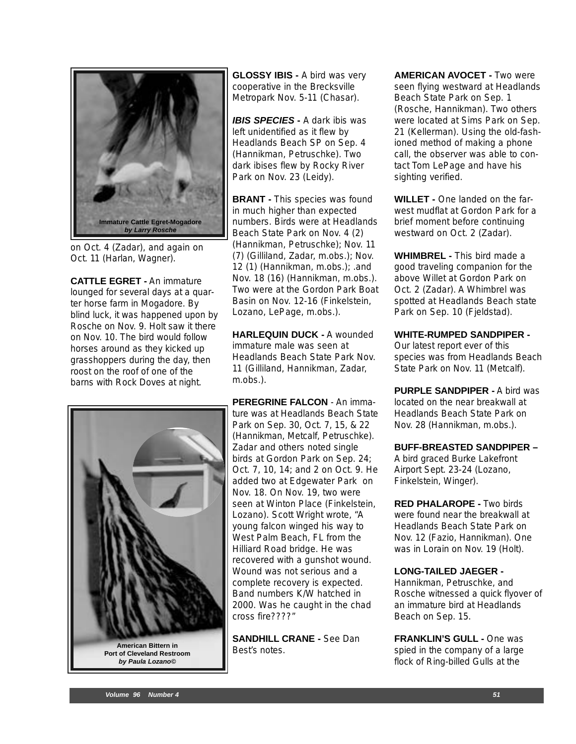Immature Cattle Egret-Mogadore
*by Larry Rosche*

on Oct. 4 (Zadar), and again on Oct. 11 (Harlan, Wagner).

**CATTLE EGRET -** An immature lounged for several days at a quarter horse farm in Mogadore. By blind luck, it was happened upon by Rosche on Nov. 9. Holt saw it there on Nov. 10. The bird would follow horses around as they kicked up grasshoppers during the day, then roost on the roof of one of the barns with Rock Doves at night.

American Bittern in Port of Cleveland Restroom
*by Paula Lozano©*

**GLOSSY IBIS -** A bird was very cooperative in the Brecksville Metropark Nov. 5-11 (Chasar).

***IBIS SPECIES -*** A dark ibis was left unidentified as it flew by Headlands Beach SP on Sep. 4 (Hannikman, Petruschke). Two dark ibises flew by Rocky River Park on Nov. 23 (Leidy).

**BRANT -** This species was found in much higher than expected numbers. Birds were at Headlands Beach State Park on Nov. 4 (2) (Hannikman, Petruschke); Nov. 11 (7) (Gilliland, Zadar, m.obs.); Nov. 12 (1) (Hannikman, m.obs.); .and Nov. 18 (16) (Hannikman, m.obs.). Two were at the Gordon Park Boat Basin on Nov. 12-16 (Finkelstein, Lozano, LePage, m.obs.).

**HARLEQUIN DUCK -** A wounded immature male was seen at Headlands Beach State Park Nov. 11 (Gilliland, Hannikman, Zadar, m.obs.).

**PEREGRINE FALCON** - An immature was at Headlands Beach State Park on Sep. 30, Oct. 7, 15, & 22 (Hannikman, Metcalf, Petruschke). Zadar and others noted single birds at Gordon Park on Sep. 24; Oct. 7, 10, 14; and 2 on Oct. 9. He added two at Edgewater Park on Nov. 18. On Nov. 19, two were seen at Winton Place (Finkelstein, Lozano). Scott Wright wrote, "A young falcon winged his way to West Palm Beach, FL from the Hilliard Road bridge. He was recovered with a gunshot wound. Wound was not serious and a complete recovery is expected. Band numbers K/W hatched in 2000. Was he caught in the chad cross fire????"

**SANDHILL CRANE -** See Dan Best's notes.

**AMERICAN AVOCET -** Two were seen flying westward at Headlands Beach State Park on Sep. 1 (Rosche, Hannikman). Two others were located at Sims Park on Sep. 21 (Kellerman). Using the old-fashioned method of making a phone call, the observer was able to contact Tom LePage and have his sighting verified.

**WILLET -** One landed on the far-west mudflat at Gordon Park for a brief moment before continuing westward on Oct. 2 (Zadar).

**WHIMBREL -** This bird made a good traveling companion for the above Willet at Gordon Park on Oct. 2 (Zadar). A Whimbrel was spotted at Headlands Beach state Park on Sep. 10 (Fjeldstad).

**WHITE-RUMPED SANDPIPER -** Our latest report ever of this species was from Headlands Beach State Park on Nov. 11 (Metcalf).

**PURPLE SANDPIPER -** A bird was located on the near breakwall at Headlands Beach State Park on Nov. 28 (Hannikman, m.obs.).

**BUFF-BREASTED SANDPIPER –** A bird graced Burke Lakefront Airport Sept. 23-24 (Lozano, Finkelstein, Winger).

**RED PHALAROPE -** Two birds were found near the breakwall at Headlands Beach State Park on Nov. 12 (Fazio, Hannikman). One was in Lorain on Nov. 19 (Holt).

**LONG-TAILED JAEGER -** Hannikman, Petruschke, and Rosche witnessed a quick flyover of an immature bird at Headlands Beach on Sep. 15.

**FRANKLIN'S GULL -** One was spied in the company of a large flock of Ring-billed Gulls at the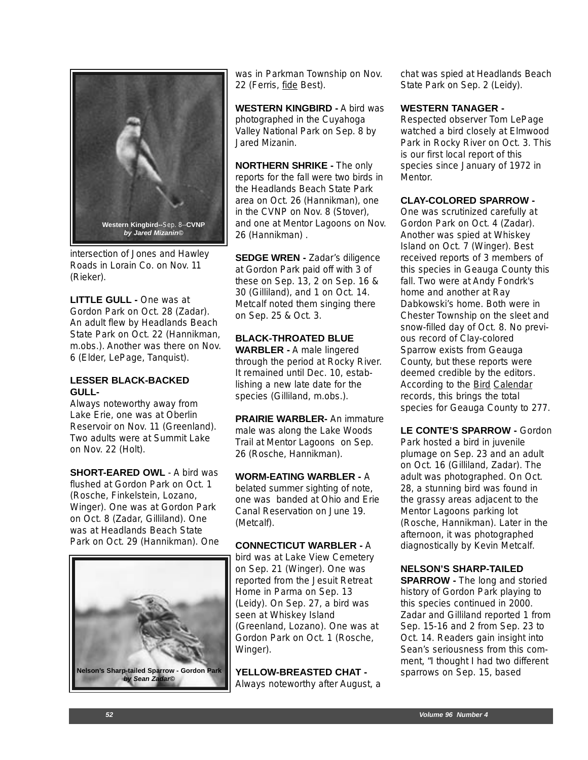Western Kingbird--Sep. 8--CVNP
*by Jared Mizanin©*

intersection of Jones and Hawley Roads in Lorain Co. on Nov. 11 (Rieker).

**LITTLE GULL -** One was at Gordon Park on Oct. 28 (Zadar). An adult flew by Headlands Beach State Park on Oct. 22 (Hannikman, m.obs.). Another was there on Nov. 6 (Elder, LePage, Tanquist).

**LESSER BLACK-BACKED GULL-**
Always noteworthy away from Lake Erie, one was at Oberlin Reservoir on Nov. 11 (Greenland). Two adults were at Summit Lake on Nov. 22 (Holt).

**SHORT-EARED OWL** - A bird was flushed at Gordon Park on Oct. 1 (Rosche, Finkelstein, Lozano, Winger). One was at Gordon Park on Oct. 8 (Zadar, Gilliland). One was at Headlands Beach State Park on Oct. 29 (Hannikman). One

Nelson's Sharp-tailed Sparrow - Gordon Park
*by Sean Zadar©*

was in Parkman Township on Nov. 22 (Ferris, fide Best).

**WESTERN KINGBIRD -** A bird was photographed in the Cuyahoga Valley National Park on Sep. 8 by Jared Mizanin.

**NORTHERN SHRIKE -** The only reports for the fall were two birds in the Headlands Beach State Park area on Oct. 26 (Hannikman), one in the CVNP on Nov. 8 (Stover), and one at Mentor Lagoons on Nov. 26 (Hannikman) .

**SEDGE WREN -** Zadar's diligence at Gordon Park paid off with 3 of these on Sep. 13, 2 on Sep. 16 & 30 (Gilliland), and 1 on Oct. 14. Metcalf noted them singing there on Sep. 25 & Oct. 3.

**BLACK-THROATED BLUE WARBLER -** A male lingered through the period at Rocky River. It remained until Dec. 10, establishing a new late date for the species (Gilliland, m.obs.).

**PRAIRIE WARBLER-** An immature male was along the Lake Woods Trail at Mentor Lagoons on Sep. 26 (Rosche, Hannikman).

**WORM-EATING WARBLER -** A belated summer sighting of note, one was banded at Ohio and Erie Canal Reservation on June 19. (Metcalf).

**CONNECTICUT WARBLER -** A bird was at Lake View Cemetery on Sep. 21 (Winger). One was reported from the Jesuit Retreat Home in Parma on Sep. 13 (Leidy). On Sep. 27, a bird was seen at Whiskey Island (Greenland, Lozano). One was at Gordon Park on Oct. 1 (Rosche, Winger).

**YELLOW-BREASTED CHAT -**
Always noteworthy after August, a chat was spied at Headlands Beach State Park on Sep. 2 (Leidy).

**WESTERN TANAGER -**
Respected observer Tom LePage watched a bird closely at Elmwood Park in Rocky River on Oct. 3. This is our first local report of this species since January of 1972 in Mentor.

**CLAY-COLORED SPARROW -**
One was scrutinized carefully at Gordon Park on Oct. 4 (Zadar). Another was spied at Whiskey Island on Oct. 7 (Winger). Best received reports of 3 members of this species in Geauga County this fall. Two were at Andy Fondrk's home and another at Ray Dabkowski's home. Both were in Chester Township on the sleet and snow-filled day of Oct. 8. No previous record of Clay-colored Sparrow exists from Geauga County, but these reports were deemed credible by the editors. According to the Bird Calendar records, this brings the total species for Geauga County to 277.

**LE CONTE'S SPARROW -** Gordon Park hosted a bird in juvenile plumage on Sep. 23 and an adult on Oct. 16 (Gilliland, Zadar). The adult was photographed. On Oct. 28, a stunning bird was found in the grassy areas adjacent to the Mentor Lagoons parking lot (Rosche, Hannikman). Later in the afternoon, it was photographed diagnostically by Kevin Metcalf.

**NELSON'S SHARP-TAILED SPARROW -** The long and storied history of Gordon Park playing to this species continued in 2000. Zadar and Gilliland reported 1 from Sep. 15-16 and 2 from Sep. 23 to Oct. 14. Readers gain insight into Sean's seriousness from this comment, "I thought I had two different sparrows on Sep. 15, based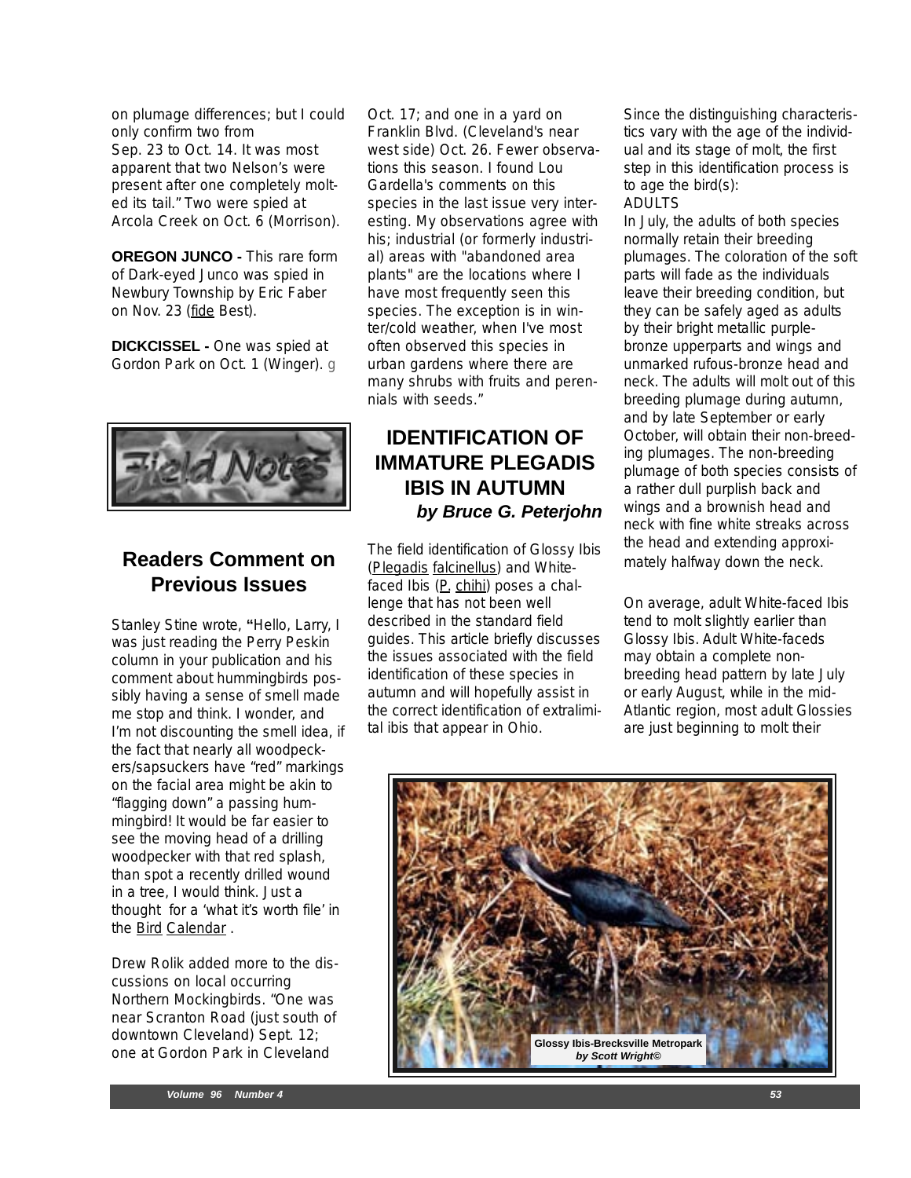on plumage differences; but I could only confirm two from Sep. 23 to Oct. 14. It was most apparent that two Nelson's were present after one completely molted its tail." Two were spied at Arcola Creek on Oct. 6 (Morrison).

**OREGON JUNCO -** This rare form of Dark-eyed Junco was spied in Newbury Township by Eric Faber on Nov. 23 (fide Best).

**DICKCISSEL -** One was spied at Gordon Park on Oct. 1 (Winger).

## Readers Comment on Previous Issues

Stanley Stine wrote, "Hello, Larry, I was just reading the Perry Peskin column in your publication and his comment about hummingbirds possibly having a sense of smell made me stop and think. I wonder, and I'm not discounting the smell idea, if the fact that nearly all woodpeckers/sapsuckers have "red" markings on the facial area might be akin to "flagging down" a passing hummingbird! It would be far easier to see the moving head of a drilling woodpecker with that red splash, than spot a recently drilled wound in a tree, I would think. Just a thought for a 'what it's worth file' in the Bird Calendar.

Drew Rolik added more to the discussions on local occurring Northern Mockingbirds. "One was near Scranton Road (just south of downtown Cleveland) Sept. 12; one at Gordon Park in Cleveland Oct. 17; and one in a yard on Franklin Blvd. (Cleveland's near west side) Oct. 26. Fewer observations this season. I found Lou Gardella's comments on this species in the last issue very interesting. My observations agree with his; industrial (or formerly industrial) areas with "abandoned area plants" are the locations where I have most frequently seen this species. The exception is in winter/cold weather, when I've most often observed this species in urban gardens where there are many shrubs with fruits and perennials with seeds."

## IDENTIFICATION OF IMMATURE PLEGADIS IBIS IN AUTUMN

***by Bruce G. Peterjohn***

The field identification of Glossy Ibis (Plegadis falcinellus) and White-faced Ibis (P. chihi) poses a challenge that has not been well described in the standard field guides. This article briefly discusses the issues associated with the field identification of these species in autumn and will hopefully assist in the correct identification of extralimital ibis that appear in Ohio.

Since the distinguishing characteristics vary with the age of the individual and its stage of molt, the first step in this identification process is to age the bird(s):

ADULTS

In July, the adults of both species normally retain their breeding plumages. The coloration of the soft parts will fade as the individuals leave their breeding condition, but they can be safely aged as adults by their bright metallic purple-bronze upperparts and wings and unmarked rufous-bronze head and neck. The adults will molt out of this breeding plumage during autumn, and by late September or early October, will obtain their non-breeding plumages. The non-breeding plumage of both species consists of a rather dull purplish back and wings and a brownish head and neck with fine white streaks across the head and extending approximately halfway down the neck.

On average, adult White-faced Ibis tend to molt slightly earlier than Glossy Ibis. Adult White-faceds may obtain a complete non-breeding head pattern by late July or early August, while in the mid-Atlantic region, most adult Glossies are just beginning to molt their

Glossy Ibis-Brecksville Metropark
*by Scott Wright©*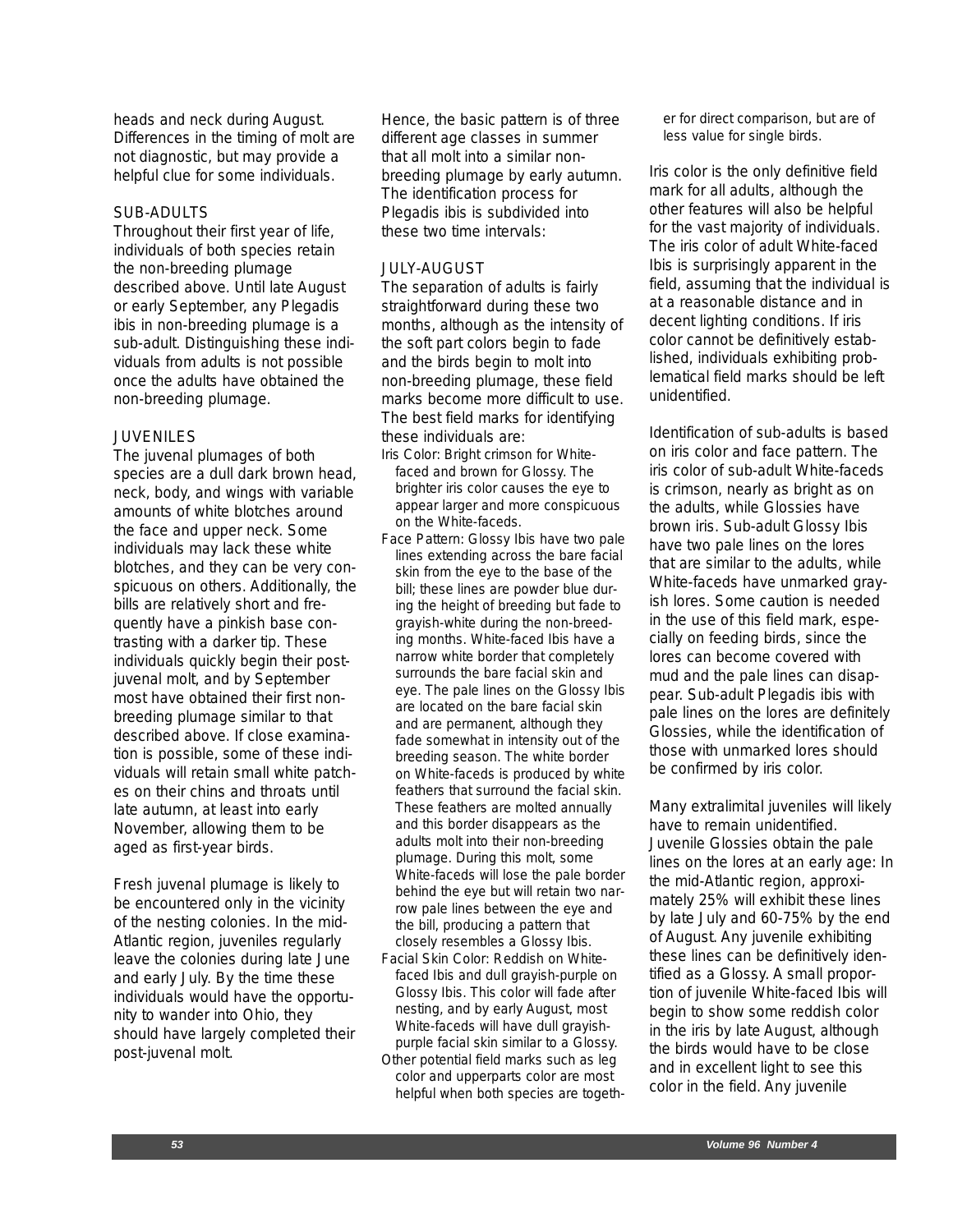heads and neck during August. Differences in the timing of molt are not diagnostic, but may provide a helpful clue for some individuals.

SUB-ADULTS

Throughout their first year of life, individuals of both species retain the non-breeding plumage described above. Until late August or early September, any Plegadis ibis in non-breeding plumage is a sub-adult. Distinguishing these individuals from adults is not possible once the adults have obtained the non-breeding plumage.

JUVENILES

The juvenal plumages of both species are a dull dark brown head, neck, body, and wings with variable amounts of white blotches around the face and upper neck. Some individuals may lack these white blotches, and they can be very conspicuous on others. Additionally, the bills are relatively short and frequently have a pinkish base contrasting with a darker tip. These individuals quickly begin their post-juvenal molt, and by September most have obtained their first non-breeding plumage similar to that described above. If close examination is possible, some of these individuals will retain small white patches on their chins and throats until late autumn, at least into early November, allowing them to be aged as first-year birds.

Fresh juvenal plumage is likely to be encountered only in the vicinity of the nesting colonies. In the mid-Atlantic region, juveniles regularly leave the colonies during late June and early July. By the time these individuals would have the opportunity to wander into Ohio, they should have largely completed their post-juvenal molt.

Hence, the basic pattern is of three different age classes in summer that all molt into a similar non-breeding plumage by early autumn. The identification process for Plegadis ibis is subdivided into these two time intervals:

JULY-AUGUST

The separation of adults is fairly straightforward during these two months, although as the intensity of the soft part colors begin to fade and the birds begin to molt into non-breeding plumage, these field marks become more difficult to use. The best field marks for identifying these individuals are:

Iris Color: Bright crimson for White-faced and brown for Glossy. The brighter iris color causes the eye to appear larger and more conspicuous on the White-faceds.

Face Pattern: Glossy Ibis have two pale lines extending across the bare facial skin from the eye to the base of the bill; these lines are powder blue during the height of breeding but fade to grayish-white during the non-breeding months. White-faced Ibis have a narrow white border that completely surrounds the bare facial skin and eye. The pale lines on the Glossy Ibis are located on the bare facial skin and are permanent, although they fade somewhat in intensity out of the breeding season. The white border on White-faceds is produced by white feathers that surround the facial skin. These feathers are molted annually and this border disappears as the adults molt into their non-breeding plumage. During this molt, some White-faceds will lose the pale border behind the eye but will retain two narrow pale lines between the eye and the bill, producing a pattern that closely resembles a Glossy Ibis.

Facial Skin Color: Reddish on White-faced Ibis and dull grayish-purple on Glossy Ibis. This color will fade after nesting, and by early August, most White-faceds will have dull grayish-purple facial skin similar to a Glossy.

Other potential field marks such as leg color and upperparts color are most helpful when both species are together for direct comparison, but are of less value for single birds.

Iris color is the only definitive field mark for all adults, although the other features will also be helpful for the vast majority of individuals. The iris color of adult White-faced Ibis is surprisingly apparent in the field, assuming that the individual is at a reasonable distance and in decent lighting conditions. If iris color cannot be definitively established, individuals exhibiting problematical field marks should be left unidentified.

Identification of sub-adults is based on iris color and face pattern. The iris color of sub-adult White-faceds is crimson, nearly as bright as on the adults, while Glossies have brown iris. Sub-adult Glossy Ibis have two pale lines on the lores that are similar to the adults, while White-faceds have unmarked grayish lores. Some caution is needed in the use of this field mark, especially on feeding birds, since the lores can become covered with mud and the pale lines can disappear. Sub-adult Plegadis ibis with pale lines on the lores are definitely Glossies, while the identification of those with unmarked lores should be confirmed by iris color.

Many extralimital juveniles will likely have to remain unidentified. Juvenile Glossies obtain the pale lines on the lores at an early age: In the mid-Atlantic region, approximately 25% will exhibit these lines by late July and 60-75% by the end of August. Any juvenile exhibiting these lines can be definitively identified as a Glossy. A small proportion of juvenile White-faced Ibis will begin to show some reddish color in the iris by late August, although the birds would have to be close and in excellent light to see this color in the field. Any juvenile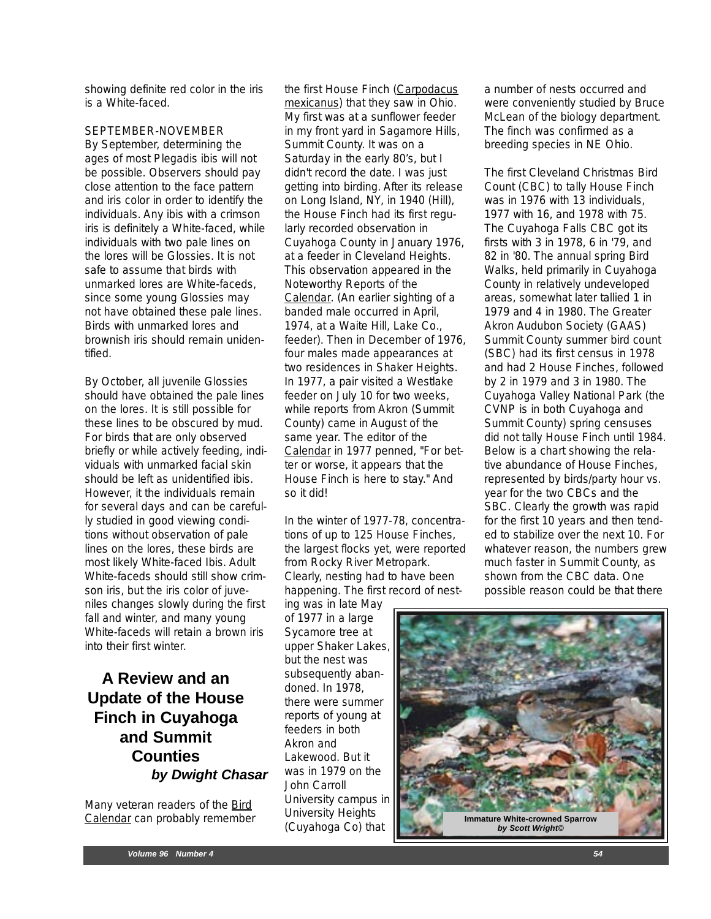showing definite red color in the iris is a White-faced.

SEPTEMBER-NOVEMBER
By September, determining the ages of most Plegadis ibis will not be possible. Observers should pay close attention to the face pattern and iris color in order to identify the individuals. Any ibis with a crimson iris is definitely a White-faced, while individuals with two pale lines on the lores will be Glossies. It is not safe to assume that birds with unmarked lores are White-faceds, since some young Glossies may not have obtained these pale lines. Birds with unmarked lores and brownish iris should remain unidentified.

By October, all juvenile Glossies should have obtained the pale lines on the lores. It is still possible for these lines to be obscured by mud. For birds that are only observed briefly or while actively feeding, individuals with unmarked facial skin should be left as unidentified ibis. However, it the individuals remain for several days and can be carefully studied in good viewing conditions without observation of pale lines on the lores, these birds are most likely White-faced Ibis. Adult White-faceds should still show crimson iris, but the iris color of juveniles changes slowly during the first fall and winter, and many young White-faceds will retain a brown iris into their first winter.

## A Review and an Update of the House Finch in Cuyahoga and Summit Counties

***by Dwight Chasar***

Many veteran readers of the Bird Calendar can probably remember the first House Finch (*Carpodacus mexicanus*) that they saw in Ohio. My first was at a sunflower feeder in my front yard in Sagamore Hills, Summit County. It was on a Saturday in the early 80's, but I didn't record the date. I was just getting into birding. After its release on Long Island, NY, in 1940 (Hill), the House Finch had its first regularly recorded observation in Cuyahoga County in January 1976, at a feeder in Cleveland Heights. This observation appeared in the Noteworthy Reports of the Calendar. (An earlier sighting of a banded male occurred in April, 1974, at a Waite Hill, Lake Co., feeder). Then in December of 1976, four males made appearances at two residences in Shaker Heights. In 1977, a pair visited a Westlake feeder on July 10 for two weeks, while reports from Akron (Summit County) came in August of the same year. The editor of the Calendar in 1977 penned, "For better or worse, it appears that the House Finch is here to stay." And so it did!

In the winter of 1977-78, concentrations of up to 125 House Finches, the largest flocks yet, were reported from Rocky River Metropark. Clearly, nesting had to have been happening. The first record of nesting was in late May of 1977 in a large Sycamore tree at upper Shaker Lakes, but the nest was subsequently abandoned. In 1978, there were summer reports of young at feeders in both Akron and Lakewood. But it was in 1979 on the John Carroll University campus in University Heights (Cuyahoga Co) that a number of nests occurred and were conveniently studied by Bruce McLean of the biology department. The finch was confirmed as a breeding species in NE Ohio.

The first Cleveland Christmas Bird Count (CBC) to tally House Finch was in 1976 with 13 individuals, 1977 with 16, and 1978 with 75. The Cuyahoga Falls CBC got its firsts with 3 in 1978, 6 in '79, and 82 in '80. The annual spring Bird Walks, held primarily in Cuyahoga County in relatively undeveloped areas, somewhat later tallied 1 in 1979 and 4 in 1980. The Greater Akron Audubon Society (GAAS) Summit County summer bird count (SBC) had its first census in 1978 and had 2 House Finches, followed by 2 in 1979 and 3 in 1980. The Cuyahoga Valley National Park (the CVNP is in both Cuyahoga and Summit County) spring censuses did not tally House Finch until 1984. Below is a chart showing the relative abundance of House Finches, represented by birds/party hour vs. year for the two CBCs and the SBC. Clearly the growth was rapid for the first 10 years and then tended to stabilize over the next 10. For whatever reason, the numbers grew much faster in Summit County, as shown from the CBC data. One possible reason could be that there

**Immature White-crowned Sparrow**
***by Scott Wright©***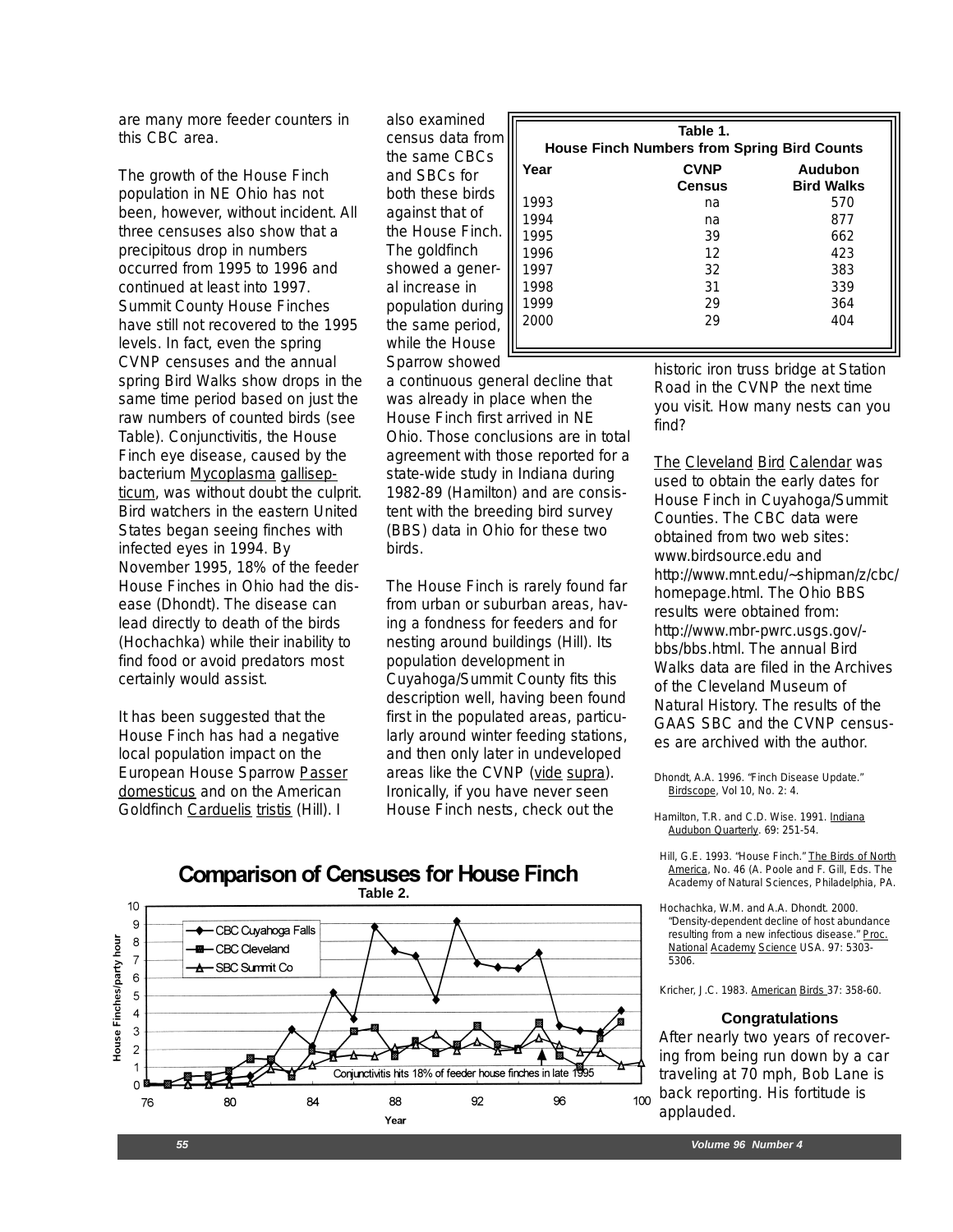are many more feeder counters in this CBC area.

The growth of the House Finch population in NE Ohio has not been, however, without incident. All three censuses also show that a precipitous drop in numbers occurred from 1995 to 1996 and continued at least into 1997. Summit County House Finches have still not recovered to the 1995 levels. In fact, even the spring CVNP censuses and the annual spring Bird Walks show drops in the same time period based on just the raw numbers of counted birds (see Table). Conjunctivitis, the House Finch eye disease, caused by the bacterium Mycoplasma gallisepticum, was without doubt the culprit. Bird watchers in the eastern United States began seeing finches with infected eyes in 1994. By November 1995, 18% of the feeder House Finches in Ohio had the disease (Dhondt). The disease can lead directly to death of the birds (Hochachka) while their inability to find food or avoid predators most certainly would assist.

It has been suggested that the House Finch has had a negative local population impact on the European House Sparrow Passer domesticus and on the American Goldfinch Carduelis tristis (Hill). I also examined census data from the same CBCs and SBCs for both these birds against that of the House Finch. The goldfinch showed a general increase in population during the same period, while the House Sparrow showed a continuous general decline that was already in place when the House Finch first arrived in NE Ohio. Those conclusions are in total agreement with those reported for a state-wide study in Indiana during 1982-89 (Hamilton) and are consistent with the breeding bird survey (BBS) data in Ohio for these two birds.

**Table 1.**
**House Finch Numbers from Spring Bird Counts**

| Year | CVNP Census | Audubon Bird Walks |
|---|---|---|
| 1993 | na | 570 |
| 1994 | na | 877 |
| 1995 | 39 | 662 |
| 1996 | 12 | 423 |
| 1997 | 32 | 383 |
| 1998 | 31 | 339 |
| 1999 | 29 | 364 |
| 2000 | 29 | 404 |

The House Finch is rarely found far from urban or suburban areas, having a fondness for feeders and for nesting around buildings (Hill). Its population development in Cuyahoga/Summit County fits this description well, having been found first in the populated areas, particularly around winter feeding stations, and then only later in undeveloped areas like the CVNP (vide supra). Ironically, if you have never seen House Finch nests, check out the historic iron truss bridge at Station Road in the CVNP the next time you visit. How many nests can you find?

The Cleveland Bird Calendar was used to obtain the early dates for House Finch in Cuyahoga/Summit Counties. The CBC data were obtained from two web sites: www.birdsource.edu and http://www.mnt.edu/~shipman/z/cbc/homepage.html. The Ohio BBS results were obtained from: http://www.mbr-pwrc.usgs.gov/-bbs/bbs.html. The annual Bird Walks data are filed in the Archives of the Cleveland Museum of Natural History. The results of the GAAS SBC and the CVNP censuses are archived with the author.

Dhondt, A.A. 1996. "Finch Disease Update." Birdscope, Vol 10, No. 2: 4.

Hamilton, T.R. and C.D. Wise. 1991. Indiana Audubon Quarterly. 69: 251-54.

Hill, G.E. 1993. "House Finch." The Birds of North America, No. 46 (A. Poole and F. Gill, Eds. The Academy of Natural Sciences, Philadelphia, PA.

Hochachka, W.M. and A.A. Dhondt. 2000. "Density-dependent decline of host abundance resulting from a new infectious disease." Proc. National Academy Science USA. 97: 5303-5306.

Kricher, J.C. 1983. American Birds 37: 358-60.

**Comparison of Censuses for House Finch**
**Table 2.**

(Chart: House Finches/party hour vs. Year, 76–100; series: CBC Cuyahoga Falls, CBC Cleveland, SBC Summit Co; annotation: "Conjunctivitis hits 18% of feeder house finches in late 1995")

### Congratulations

After nearly two years of recovering from being run down by a car traveling at 70 mph, Bob Lane is back reporting. His fortitude is applauded.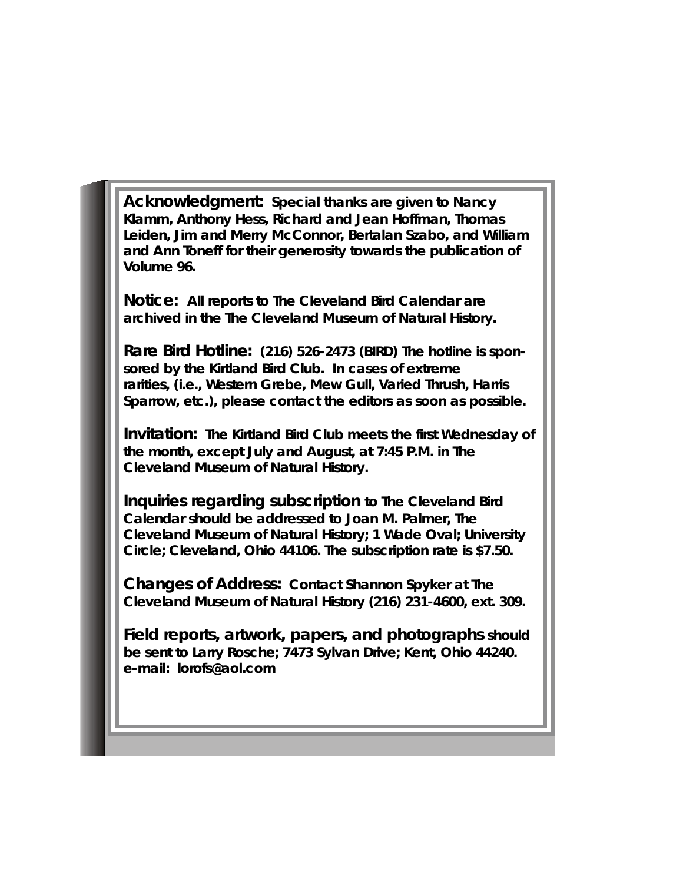**Acknowledgment:** Special thanks are given to Nancy Klamm, Anthony Hess, Richard and Jean Hoffman, Thomas Leiden, Jim and Merry McConnor, Bertalan Szabo, and William and Ann Toneff for their generosity towards the publication of Volume 96.

**Notice:** All reports to The Cleveland Bird Calendar are archived in the The Cleveland Museum of Natural History.

**Rare Bird Hotline:** (216) 526-2473 (BIRD) The hotline is sponsored by the Kirtland Bird Club. In cases of extreme rarities, (i.e., Western Grebe, Mew Gull, Varied Thrush, Harris Sparrow, etc.), please contact the editors as soon as possible.

**Invitation:** The Kirtland Bird Club meets the first Wednesday of the month, except July and August, at 7:45 P.M. in The Cleveland Museum of Natural History.

**Inquiries regarding subscription** to The Cleveland Bird Calendar should be addressed to Joan M. Palmer, The Cleveland Museum of Natural History; 1 Wade Oval; University Circle; Cleveland, Ohio 44106. The subscription rate is $7.50.

**Changes of Address:** Contact Shannon Spyker at The Cleveland Museum of Natural History (216) 231-4600, ext. 309.

**Field reports, artwork, papers, and photographs** should be sent to Larry Rosche; 7473 Sylvan Drive; Kent, Ohio 44240. e-mail: lorofs@aol.com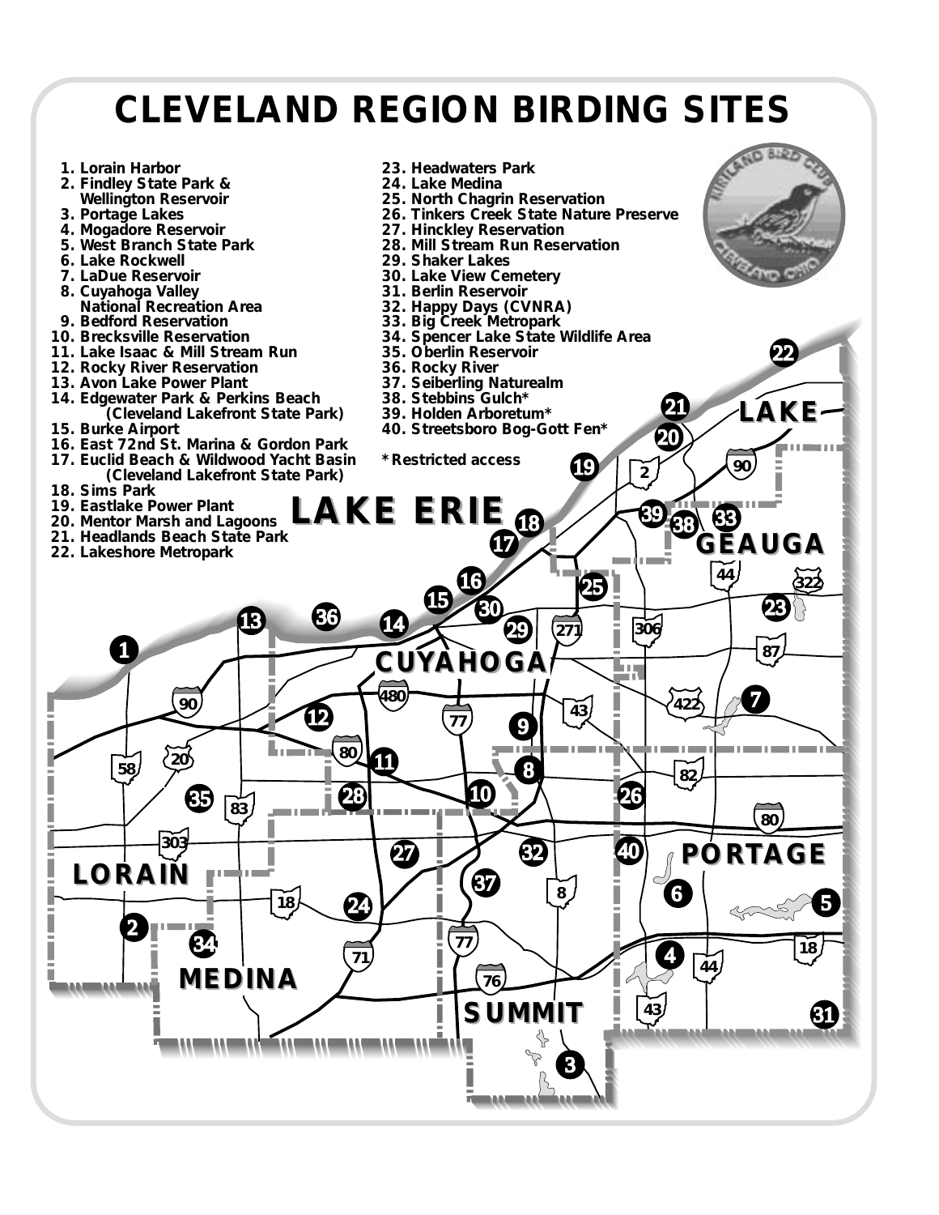# CLEVELAND REGION BIRDING SITES

1. Lorain Harbor
2. Findley State Park & Wellington Reservoir
3. Portage Lakes
4. Mogadore Reservoir
5. West Branch State Park
6. Lake Rockwell
7. LaDue Reservoir
8. Cuyahoga Valley National Recreation Area
9. Bedford Reservation
10. Brecksville Reservation
11. Lake Isaac & Mill Stream Run
12. Rocky River Reservation
13. Avon Lake Power Plant
14. Edgewater Park & Perkins Beach (Cleveland Lakefront State Park)
15. Burke Airport
16. East 72nd St. Marina & Gordon Park
17. Euclid Beach & Wildwood Yacht Basin (Cleveland Lakefront State Park)
18. Sims Park
19. Eastlake Power Plant
20. Mentor Marsh and Lagoons
21. Headlands Beach State Park
22. Lakeshore Metropark
23. Headwaters Park
24. Lake Medina
25. North Chagrin Reservation
26. Tinkers Creek State Nature Preserve
27. Hinckley Reservation
28. Mill Stream Run Reservation
29. Shaker Lakes
30. Lake View Cemetery
31. Berlin Reservoir
32. Happy Days (CVNRA)
33. Big Creek Metropark
34. Spencer Lake State Wildlife Area
35. Oberlin Reservoir
36. Rocky River
37. Seiberling Naturealm
38. Stebbins Gulch*
39. Holden Arboretum*
40. Streetsboro Bog-Gott Fen*

*Restricted access

KIRTLAND BIRD CLUB CLEVELAND OHIO

LAKE ERIE

LAKE

GEAUGA

CUYAHOGA

LORAIN

MEDINA

SUMMIT

PORTAGE

90 2 44 322 306 87 271 480 43 422 77 80 82 20 58 83 303 18 71 76 8 44 43 18